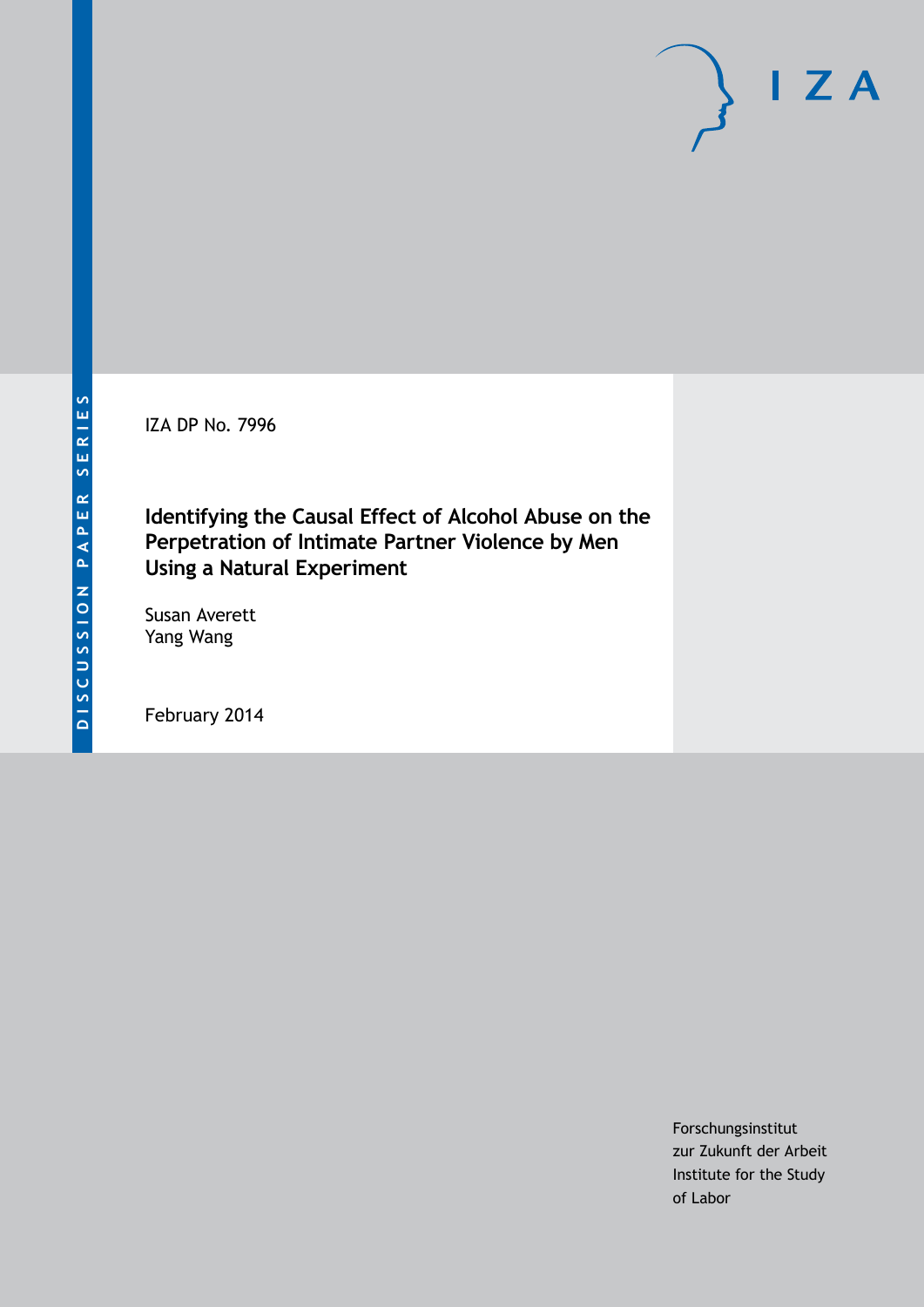DISCUSSION PAPER SERIES

IZA

IZA DP No. 7996

# Identifying the Causal Effect of Alcohol Abuse on the Perpetration of Intimate Partner Violence by Men Using a Natural Experiment

Susan Averett
Yang Wang

February 2014

Forschungsinstitut
zur Zukunft der Arbeit
Institute for the Study
of Labor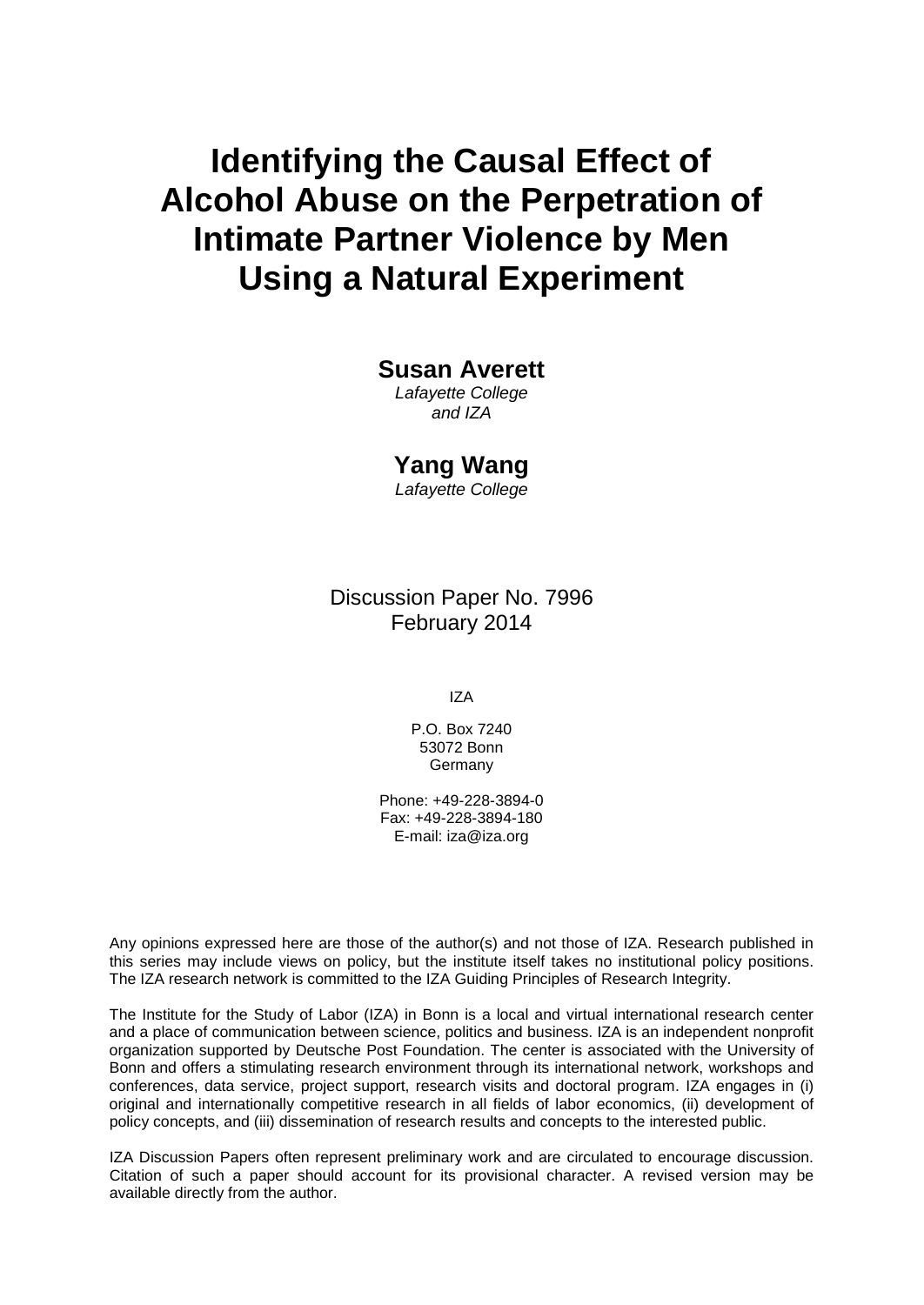# Identifying the Causal Effect of Alcohol Abuse on the Perpetration of Intimate Partner Violence by Men Using a Natural Experiment

**Susan Averett**

*Lafayette College and IZA*

**Yang Wang**

*Lafayette College*

Discussion Paper No. 7996
February 2014

IZA

P.O. Box 7240
53072 Bonn
Germany

Phone: +49-228-3894-0
Fax: +49-228-3894-180
E-mail: iza@iza.org

Any opinions expressed here are those of the author(s) and not those of IZA. Research published in this series may include views on policy, but the institute itself takes no institutional policy positions. The IZA research network is committed to the IZA Guiding Principles of Research Integrity.

The Institute for the Study of Labor (IZA) in Bonn is a local and virtual international research center and a place of communication between science, politics and business. IZA is an independent nonprofit organization supported by Deutsche Post Foundation. The center is associated with the University of Bonn and offers a stimulating research environment through its international network, workshops and conferences, data service, project support, research visits and doctoral program. IZA engages in (i) original and internationally competitive research in all fields of labor economics, (ii) development of policy concepts, and (iii) dissemination of research results and concepts to the interested public.

IZA Discussion Papers often represent preliminary work and are circulated to encourage discussion. Citation of such a paper should account for its provisional character. A revised version may be available directly from the author.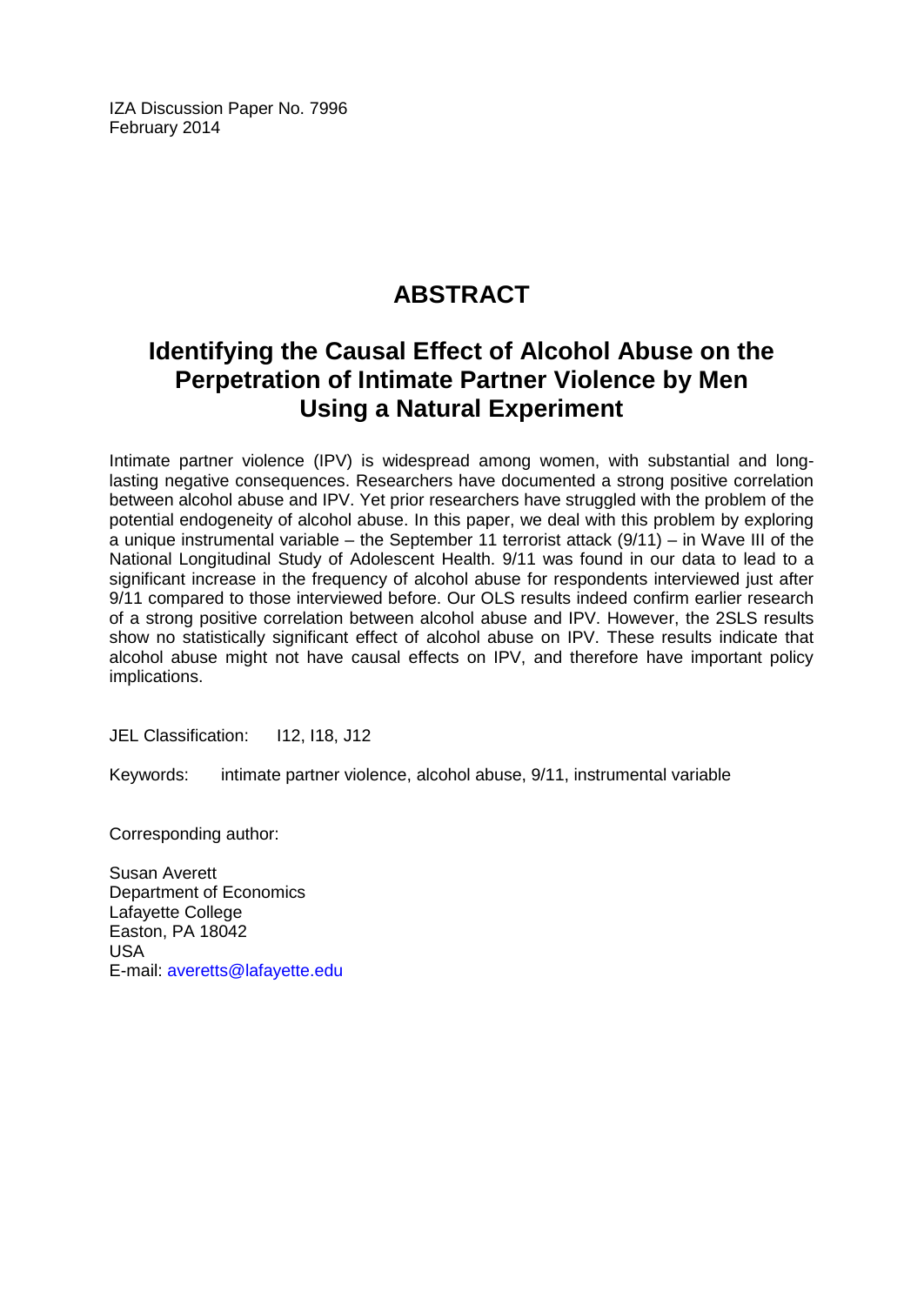IZA Discussion Paper No. 7996
February 2014

# ABSTRACT

## Identifying the Causal Effect of Alcohol Abuse on the Perpetration of Intimate Partner Violence by Men Using a Natural Experiment

Intimate partner violence (IPV) is widespread among women, with substantial and long-lasting negative consequences. Researchers have documented a strong positive correlation between alcohol abuse and IPV. Yet prior researchers have struggled with the problem of the potential endogeneity of alcohol abuse. In this paper, we deal with this problem by exploring a unique instrumental variable – the September 11 terrorist attack (9/11) – in Wave III of the National Longitudinal Study of Adolescent Health. 9/11 was found in our data to lead to a significant increase in the frequency of alcohol abuse for respondents interviewed just after 9/11 compared to those interviewed before. Our OLS results indeed confirm earlier research of a strong positive correlation between alcohol abuse and IPV. However, the 2SLS results show no statistically significant effect of alcohol abuse on IPV. These results indicate that alcohol abuse might not have causal effects on IPV, and therefore have important policy implications.

JEL Classification: I12, I18, J12

Keywords: intimate partner violence, alcohol abuse, 9/11, instrumental variable

Corresponding author:

Susan Averett
Department of Economics
Lafayette College
Easton, PA 18042
USA
E-mail: averetts@lafayette.edu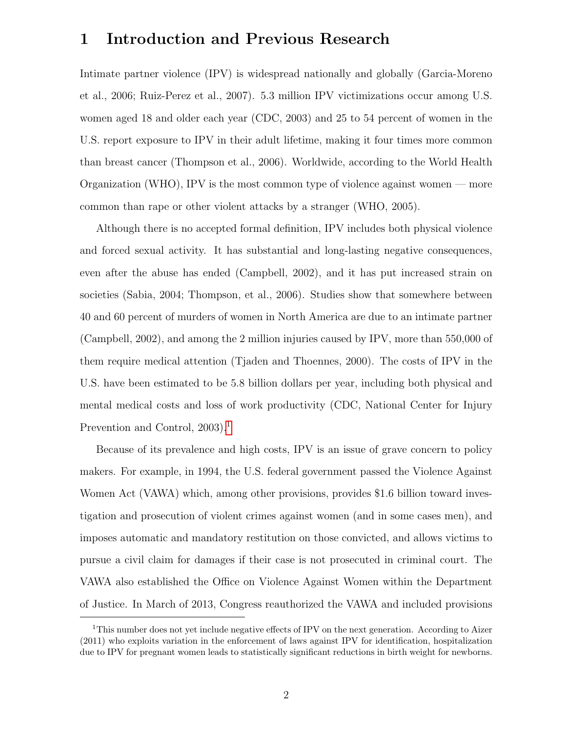# 1 Introduction and Previous Research

Intimate partner violence (IPV) is widespread nationally and globally (Garcia-Moreno et al., 2006; Ruiz-Perez et al., 2007). 5.3 million IPV victimizations occur among U.S. women aged 18 and older each year (CDC, 2003) and 25 to 54 percent of women in the U.S. report exposure to IPV in their adult lifetime, making it four times more common than breast cancer (Thompson et al., 2006). Worldwide, according to the World Health Organization (WHO), IPV is the most common type of violence against women — more common than rape or other violent attacks by a stranger (WHO, 2005).

Although there is no accepted formal definition, IPV includes both physical violence and forced sexual activity. It has substantial and long-lasting negative consequences, even after the abuse has ended (Campbell, 2002), and it has put increased strain on societies (Sabia, 2004; Thompson, et al., 2006). Studies show that somewhere between 40 and 60 percent of murders of women in North America are due to an intimate partner (Campbell, 2002), and among the 2 million injuries caused by IPV, more than 550,000 of them require medical attention (Tjaden and Thoennes, 2000). The costs of IPV in the U.S. have been estimated to be 5.8 billion dollars per year, including both physical and mental medical costs and loss of work productivity (CDC, National Center for Injury Prevention and Control, 2003).[1]

Because of its prevalence and high costs, IPV is an issue of grave concern to policy makers. For example, in 1994, the U.S. federal government passed the Violence Against Women Act (VAWA) which, among other provisions, provides $1.6 billion toward investigation and prosecution of violent crimes against women (and in some cases men), and imposes automatic and mandatory restitution on those convicted, and allows victims to pursue a civil claim for damages if their case is not prosecuted in criminal court. The VAWA also established the Office on Violence Against Women within the Department of Justice. In March of 2013, Congress reauthorized the VAWA and included provisions

[1] This number does not yet include negative effects of IPV on the next generation. According to Aizer (2011) who exploits variation in the enforcement of laws against IPV for identification, hospitalization due to IPV for pregnant women leads to statistically significant reductions in birth weight for newborns.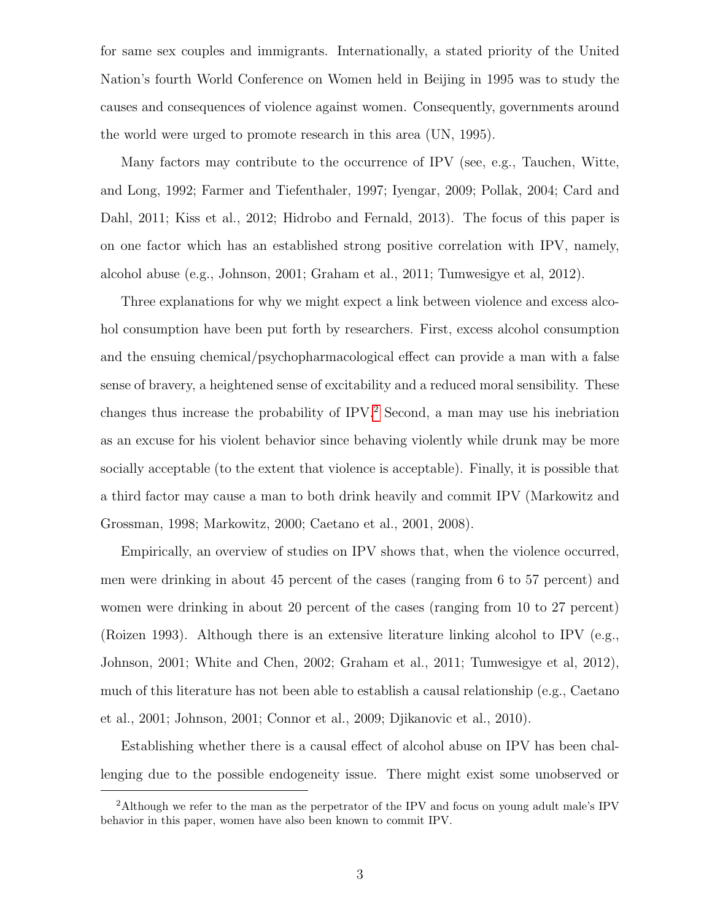for same sex couples and immigrants. Internationally, a stated priority of the United Nation's fourth World Conference on Women held in Beijing in 1995 was to study the causes and consequences of violence against women. Consequently, governments around the world were urged to promote research in this area (UN, 1995).

Many factors may contribute to the occurrence of IPV (see, e.g., Tauchen, Witte, and Long, 1992; Farmer and Tiefenthaler, 1997; Iyengar, 2009; Pollak, 2004; Card and Dahl, 2011; Kiss et al., 2012; Hidrobo and Fernald, 2013). The focus of this paper is on one factor which has an established strong positive correlation with IPV, namely, alcohol abuse (e.g., Johnson, 2001; Graham et al., 2011; Tumwesigye et al, 2012).

Three explanations for why we might expect a link between violence and excess alcohol consumption have been put forth by researchers. First, excess alcohol consumption and the ensuing chemical/psychopharmacological effect can provide a man with a false sense of bravery, a heightened sense of excitability and a reduced moral sensibility. These changes thus increase the probability of IPV.[2] Second, a man may use his inebriation as an excuse for his violent behavior since behaving violently while drunk may be more socially acceptable (to the extent that violence is acceptable). Finally, it is possible that a third factor may cause a man to both drink heavily and commit IPV (Markowitz and Grossman, 1998; Markowitz, 2000; Caetano et al., 2001, 2008).

Empirically, an overview of studies on IPV shows that, when the violence occurred, men were drinking in about 45 percent of the cases (ranging from 6 to 57 percent) and women were drinking in about 20 percent of the cases (ranging from 10 to 27 percent) (Roizen 1993). Although there is an extensive literature linking alcohol to IPV (e.g., Johnson, 2001; White and Chen, 2002; Graham et al., 2011; Tumwesigye et al, 2012), much of this literature has not been able to establish a causal relationship (e.g., Caetano et al., 2001; Johnson, 2001; Connor et al., 2009; Djikanovic et al., 2010).

Establishing whether there is a causal effect of alcohol abuse on IPV has been challenging due to the possible endogeneity issue. There might exist some unobserved or

[2] Although we refer to the man as the perpetrator of the IPV and focus on young adult male's IPV behavior in this paper, women have also been known to commit IPV.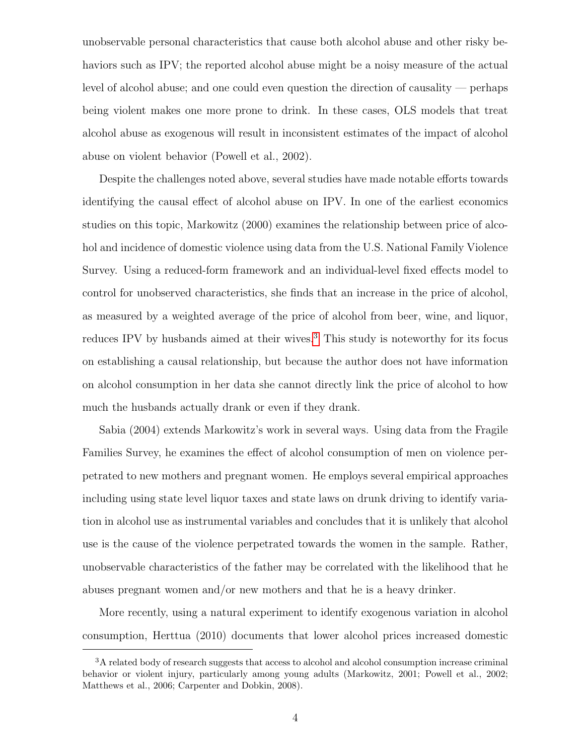unobservable personal characteristics that cause both alcohol abuse and other risky behaviors such as IPV; the reported alcohol abuse might be a noisy measure of the actual level of alcohol abuse; and one could even question the direction of causality — perhaps being violent makes one more prone to drink. In these cases, OLS models that treat alcohol abuse as exogenous will result in inconsistent estimates of the impact of alcohol abuse on violent behavior (Powell et al., 2002).

Despite the challenges noted above, several studies have made notable efforts towards identifying the causal effect of alcohol abuse on IPV. In one of the earliest economics studies on this topic, Markowitz (2000) examines the relationship between price of alcohol and incidence of domestic violence using data from the U.S. National Family Violence Survey. Using a reduced-form framework and an individual-level fixed effects model to control for unobserved characteristics, she finds that an increase in the price of alcohol, as measured by a weighted average of the price of alcohol from beer, wine, and liquor, reduces IPV by husbands aimed at their wives.[3] This study is noteworthy for its focus on establishing a causal relationship, but because the author does not have information on alcohol consumption in her data she cannot directly link the price of alcohol to how much the husbands actually drank or even if they drank.

Sabia (2004) extends Markowitz's work in several ways. Using data from the Fragile Families Survey, he examines the effect of alcohol consumption of men on violence perpetrated to new mothers and pregnant women. He employs several empirical approaches including using state level liquor taxes and state laws on drunk driving to identify variation in alcohol use as instrumental variables and concludes that it is unlikely that alcohol use is the cause of the violence perpetrated towards the women in the sample. Rather, unobservable characteristics of the father may be correlated with the likelihood that he abuses pregnant women and/or new mothers and that he is a heavy drinker.

More recently, using a natural experiment to identify exogenous variation in alcohol consumption, Herttua (2010) documents that lower alcohol prices increased domestic

[3] A related body of research suggests that access to alcohol and alcohol consumption increase criminal behavior or violent injury, particularly among young adults (Markowitz, 2001; Powell et al., 2002; Matthews et al., 2006; Carpenter and Dobkin, 2008).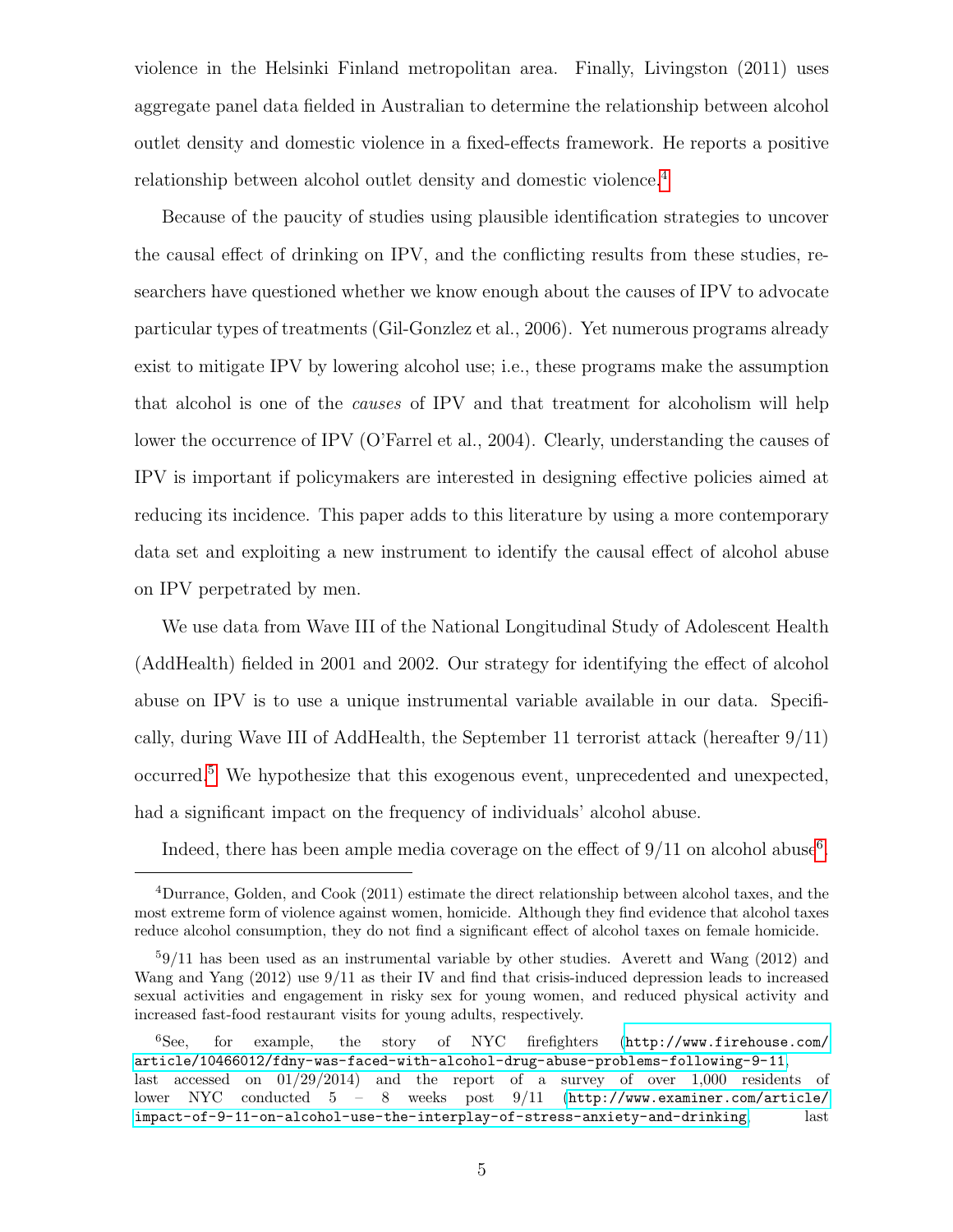violence in the Helsinki Finland metropolitan area. Finally, Livingston (2011) uses aggregate panel data fielded in Australian to determine the relationship between alcohol outlet density and domestic violence in a fixed-effects framework. He reports a positive relationship between alcohol outlet density and domestic violence.[4]

Because of the paucity of studies using plausible identification strategies to uncover the causal effect of drinking on IPV, and the conflicting results from these studies, researchers have questioned whether we know enough about the causes of IPV to advocate particular types of treatments (Gil-Gonzlez et al., 2006). Yet numerous programs already exist to mitigate IPV by lowering alcohol use; i.e., these programs make the assumption that alcohol is one of the *causes* of IPV and that treatment for alcoholism will help lower the occurrence of IPV (O'Farrel et al., 2004). Clearly, understanding the causes of IPV is important if policymakers are interested in designing effective policies aimed at reducing its incidence. This paper adds to this literature by using a more contemporary data set and exploiting a new instrument to identify the causal effect of alcohol abuse on IPV perpetrated by men.

We use data from Wave III of the National Longitudinal Study of Adolescent Health (AddHealth) fielded in 2001 and 2002. Our strategy for identifying the effect of alcohol abuse on IPV is to use a unique instrumental variable available in our data. Specifically, during Wave III of AddHealth, the September 11 terrorist attack (hereafter 9/11) occurred.[5] We hypothesize that this exogenous event, unprecedented and unexpected, had a significant impact on the frequency of individuals' alcohol abuse.

Indeed, there has been ample media coverage on the effect of 9/11 on alcohol abuse[6].

---

[4] Durrance, Golden, and Cook (2011) estimate the direct relationship between alcohol taxes, and the most extreme form of violence against women, homicide. Although they find evidence that alcohol taxes reduce alcohol consumption, they do not find a significant effect of alcohol taxes on female homicide.

[5] 9/11 has been used as an instrumental variable by other studies. Averett and Wang (2012) and Wang and Yang (2012) use 9/11 as their IV and find that crisis-induced depression leads to increased sexual activities and engagement in risky sex for young women, and reduced physical activity and increased fast-food restaurant visits for young adults, respectively.

[6] See, for example, the story of NYC firefighters (http://www.firehouse.com/article/10466012/fdny-was-faced-with-alcohol-drug-abuse-problems-following-9-11, last accessed on 01/29/2014) and the report of a survey of over 1,000 residents of lower NYC conducted 5 – 8 weeks post 9/11 (http://www.examiner.com/article/impact-of-9-11-on-alcohol-use-the-interplay-of-stress-anxiety-and-drinking, last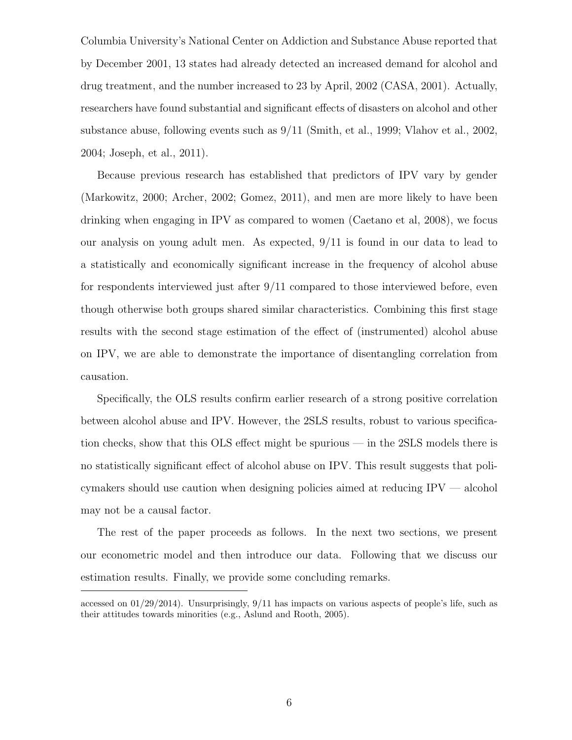Columbia University's National Center on Addiction and Substance Abuse reported that by December 2001, 13 states had already detected an increased demand for alcohol and drug treatment, and the number increased to 23 by April, 2002 (CASA, 2001). Actually, researchers have found substantial and significant effects of disasters on alcohol and other substance abuse, following events such as 9/11 (Smith, et al., 1999; Vlahov et al., 2002, 2004; Joseph, et al., 2011).

Because previous research has established that predictors of IPV vary by gender (Markowitz, 2000; Archer, 2002; Gomez, 2011), and men are more likely to have been drinking when engaging in IPV as compared to women (Caetano et al, 2008), we focus our analysis on young adult men. As expected, 9/11 is found in our data to lead to a statistically and economically significant increase in the frequency of alcohol abuse for respondents interviewed just after 9/11 compared to those interviewed before, even though otherwise both groups shared similar characteristics. Combining this first stage results with the second stage estimation of the effect of (instrumented) alcohol abuse on IPV, we are able to demonstrate the importance of disentangling correlation from causation.

Specifically, the OLS results confirm earlier research of a strong positive correlation between alcohol abuse and IPV. However, the 2SLS results, robust to various specification checks, show that this OLS effect might be spurious — in the 2SLS models there is no statistically significant effect of alcohol abuse on IPV. This result suggests that policymakers should use caution when designing policies aimed at reducing IPV — alcohol may not be a causal factor.

The rest of the paper proceeds as follows. In the next two sections, we present our econometric model and then introduce our data. Following that we discuss our estimation results. Finally, we provide some concluding remarks.

---

accessed on 01/29/2014). Unsurprisingly, 9/11 has impacts on various aspects of people's life, such as their attitudes towards minorities (e.g., Aslund and Rooth, 2005).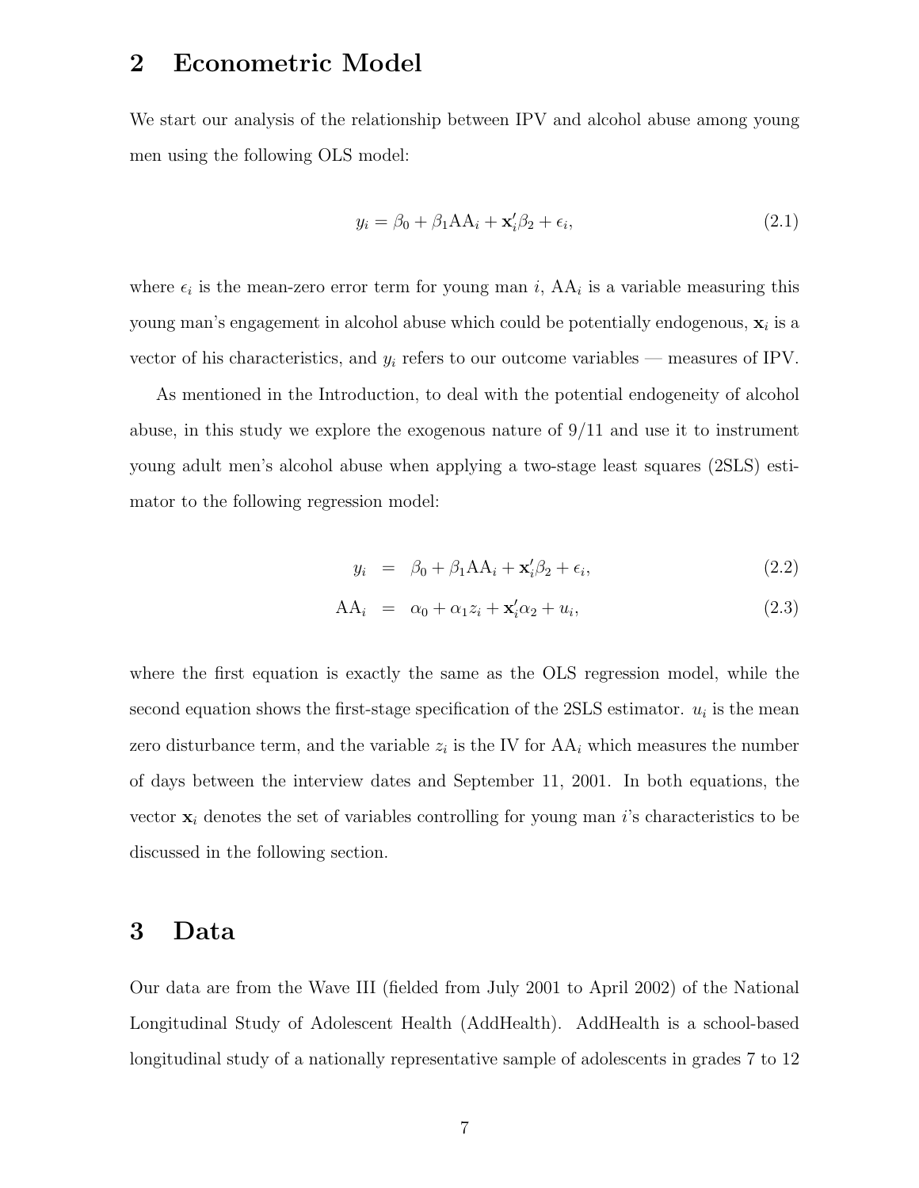## 2 Econometric Model

We start our analysis of the relationship between IPV and alcohol abuse among young men using the following OLS model:

$$y_i = \beta_0 + \beta_1 \text{AA}_i + \mathbf{x}_i'\beta_2 + \epsilon_i, \tag{2.1}$$

where $\epsilon_i$ is the mean-zero error term for young man $i$, $\text{AA}_i$ is a variable measuring this young man's engagement in alcohol abuse which could be potentially endogenous, $\mathbf{x}_i$ is a vector of his characteristics, and $y_i$ refers to our outcome variables — measures of IPV.

As mentioned in the Introduction, to deal with the potential endogeneity of alcohol abuse, in this study we explore the exogenous nature of 9/11 and use it to instrument young adult men's alcohol abuse when applying a two-stage least squares (2SLS) estimator to the following regression model:

$$y_i = \beta_0 + \beta_1 \text{AA}_i + \mathbf{x}_i'\beta_2 + \epsilon_i, \tag{2.2}$$

$$\text{AA}_i = \alpha_0 + \alpha_1 z_i + \mathbf{x}_i'\alpha_2 + u_i, \tag{2.3}$$

where the first equation is exactly the same as the OLS regression model, while the second equation shows the first-stage specification of the 2SLS estimator. $u_i$ is the mean zero disturbance term, and the variable $z_i$ is the IV for $\text{AA}_i$ which measures the number of days between the interview dates and September 11, 2001. In both equations, the vector $\mathbf{x}_i$ denotes the set of variables controlling for young man $i$'s characteristics to be discussed in the following section.

## 3 Data

Our data are from the Wave III (fielded from July 2001 to April 2002) of the National Longitudinal Study of Adolescent Health (AddHealth). AddHealth is a school-based longitudinal study of a nationally representative sample of adolescents in grades 7 to 12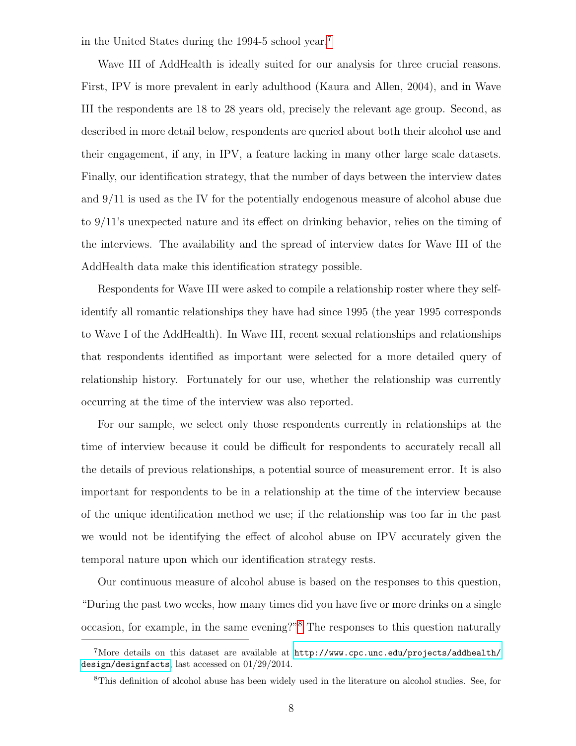in the United States during the 1994-5 school year.[7]

Wave III of AddHealth is ideally suited for our analysis for three crucial reasons. First, IPV is more prevalent in early adulthood (Kaura and Allen, 2004), and in Wave III the respondents are 18 to 28 years old, precisely the relevant age group. Second, as described in more detail below, respondents are queried about both their alcohol use and their engagement, if any, in IPV, a feature lacking in many other large scale datasets. Finally, our identification strategy, that the number of days between the interview dates and 9/11 is used as the IV for the potentially endogenous measure of alcohol abuse due to 9/11's unexpected nature and its effect on drinking behavior, relies on the timing of the interviews. The availability and the spread of interview dates for Wave III of the AddHealth data make this identification strategy possible.

Respondents for Wave III were asked to compile a relationship roster where they self-identify all romantic relationships they have had since 1995 (the year 1995 corresponds to Wave I of the AddHealth). In Wave III, recent sexual relationships and relationships that respondents identified as important were selected for a more detailed query of relationship history. Fortunately for our use, whether the relationship was currently occurring at the time of the interview was also reported.

For our sample, we select only those respondents currently in relationships at the time of interview because it could be difficult for respondents to accurately recall all the details of previous relationships, a potential source of measurement error. It is also important for respondents to be in a relationship at the time of the interview because of the unique identification method we use; if the relationship was too far in the past we would not be identifying the effect of alcohol abuse on IPV accurately given the temporal nature upon which our identification strategy rests.

Our continuous measure of alcohol abuse is based on the responses to this question, "During the past two weeks, how many times did you have five or more drinks on a single occasion, for example, in the same evening?"[8] The responses to this question naturally

---

[7] More details on this dataset are available at http://www.cpc.unc.edu/projects/addhealth/design/designfacts, last accessed on 01/29/2014.

[8] This definition of alcohol abuse has been widely used in the literature on alcohol studies. See, for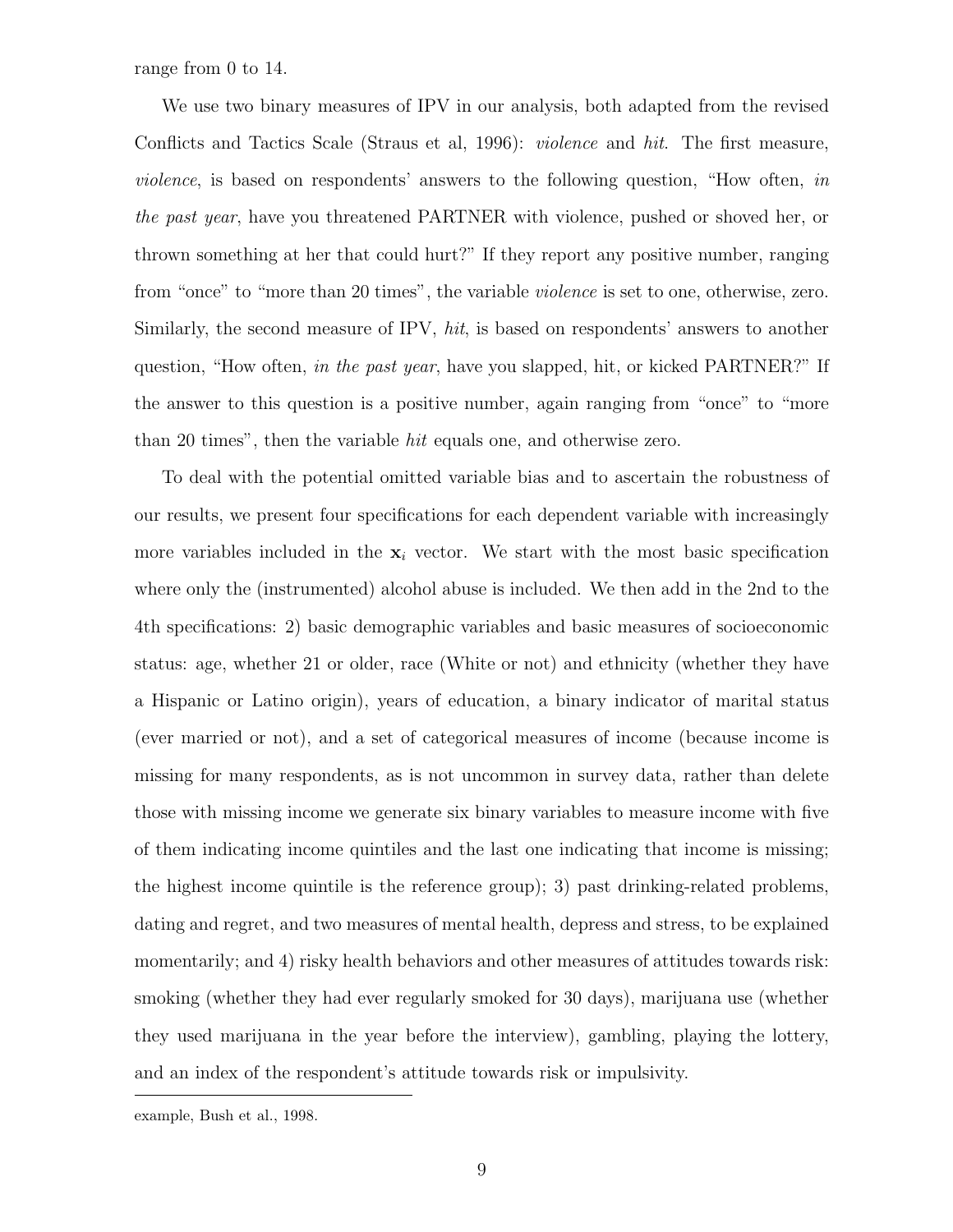range from 0 to 14.

We use two binary measures of IPV in our analysis, both adapted from the revised Conflicts and Tactics Scale (Straus et al, 1996): *violence* and *hit*. The first measure, *violence*, is based on respondents' answers to the following question, "How often, *in the past year*, have you threatened PARTNER with violence, pushed or shoved her, or thrown something at her that could hurt?" If they report any positive number, ranging from "once" to "more than 20 times", the variable *violence* is set to one, otherwise, zero. Similarly, the second measure of IPV, *hit*, is based on respondents' answers to another question, "How often, *in the past year*, have you slapped, hit, or kicked PARTNER?" If the answer to this question is a positive number, again ranging from "once" to "more than 20 times", then the variable *hit* equals one, and otherwise zero.

To deal with the potential omitted variable bias and to ascertain the robustness of our results, we present four specifications for each dependent variable with increasingly more variables included in the $\mathbf{x}_i$ vector. We start with the most basic specification where only the (instrumented) alcohol abuse is included. We then add in the 2nd to the 4th specifications: 2) basic demographic variables and basic measures of socioeconomic status: age, whether 21 or older, race (White or not) and ethnicity (whether they have a Hispanic or Latino origin), years of education, a binary indicator of marital status (ever married or not), and a set of categorical measures of income (because income is missing for many respondents, as is not uncommon in survey data, rather than delete those with missing income we generate six binary variables to measure income with five of them indicating income quintiles and the last one indicating that income is missing; the highest income quintile is the reference group); 3) past drinking-related problems, dating and regret, and two measures of mental health, depress and stress, to be explained momentarily; and 4) risky health behaviors and other measures of attitudes towards risk: smoking (whether they had ever regularly smoked for 30 days), marijuana use (whether they used marijuana in the year before the interview), gambling, playing the lottery, and an index of the respondent's attitude towards risk or impulsivity.

example, Bush et al., 1998.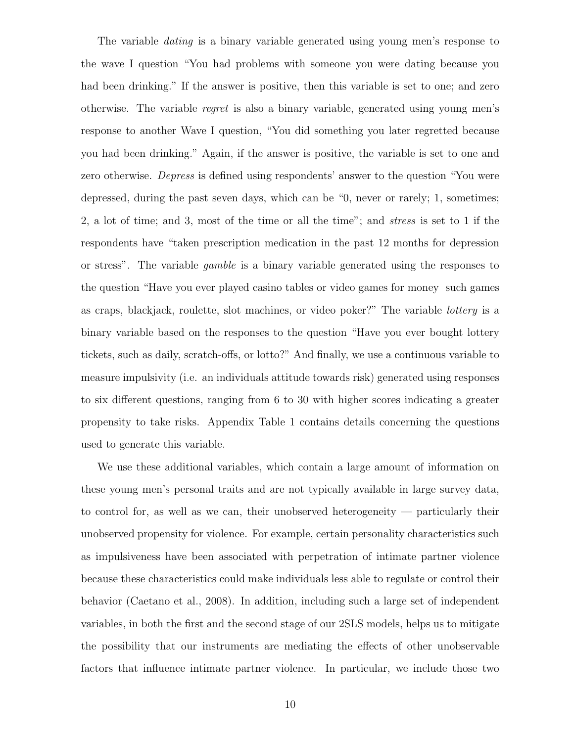The variable *dating* is a binary variable generated using young men's response to the wave I question "You had problems with someone you were dating because you had been drinking." If the answer is positive, then this variable is set to one; and zero otherwise. The variable *regret* is also a binary variable, generated using young men's response to another Wave I question, "You did something you later regretted because you had been drinking." Again, if the answer is positive, the variable is set to one and zero otherwise. *Depress* is defined using respondents' answer to the question "You were depressed, during the past seven days, which can be "0, never or rarely; 1, sometimes; 2, a lot of time; and 3, most of the time or all the time"; and *stress* is set to 1 if the respondents have "taken prescription medication in the past 12 months for depression or stress". The variable *gamble* is a binary variable generated using the responses to the question "Have you ever played casino tables or video games for money such games as craps, blackjack, roulette, slot machines, or video poker?" The variable *lottery* is a binary variable based on the responses to the question "Have you ever bought lottery tickets, such as daily, scratch-offs, or lotto?" And finally, we use a continuous variable to measure impulsivity (i.e. an individuals attitude towards risk) generated using responses to six different questions, ranging from 6 to 30 with higher scores indicating a greater propensity to take risks. Appendix Table 1 contains details concerning the questions used to generate this variable.

We use these additional variables, which contain a large amount of information on these young men's personal traits and are not typically available in large survey data, to control for, as well as we can, their unobserved heterogeneity — particularly their unobserved propensity for violence. For example, certain personality characteristics such as impulsiveness have been associated with perpetration of intimate partner violence because these characteristics could make individuals less able to regulate or control their behavior (Caetano et al., 2008). In addition, including such a large set of independent variables, in both the first and the second stage of our 2SLS models, helps us to mitigate the possibility that our instruments are mediating the effects of other unobservable factors that influence intimate partner violence. In particular, we include those two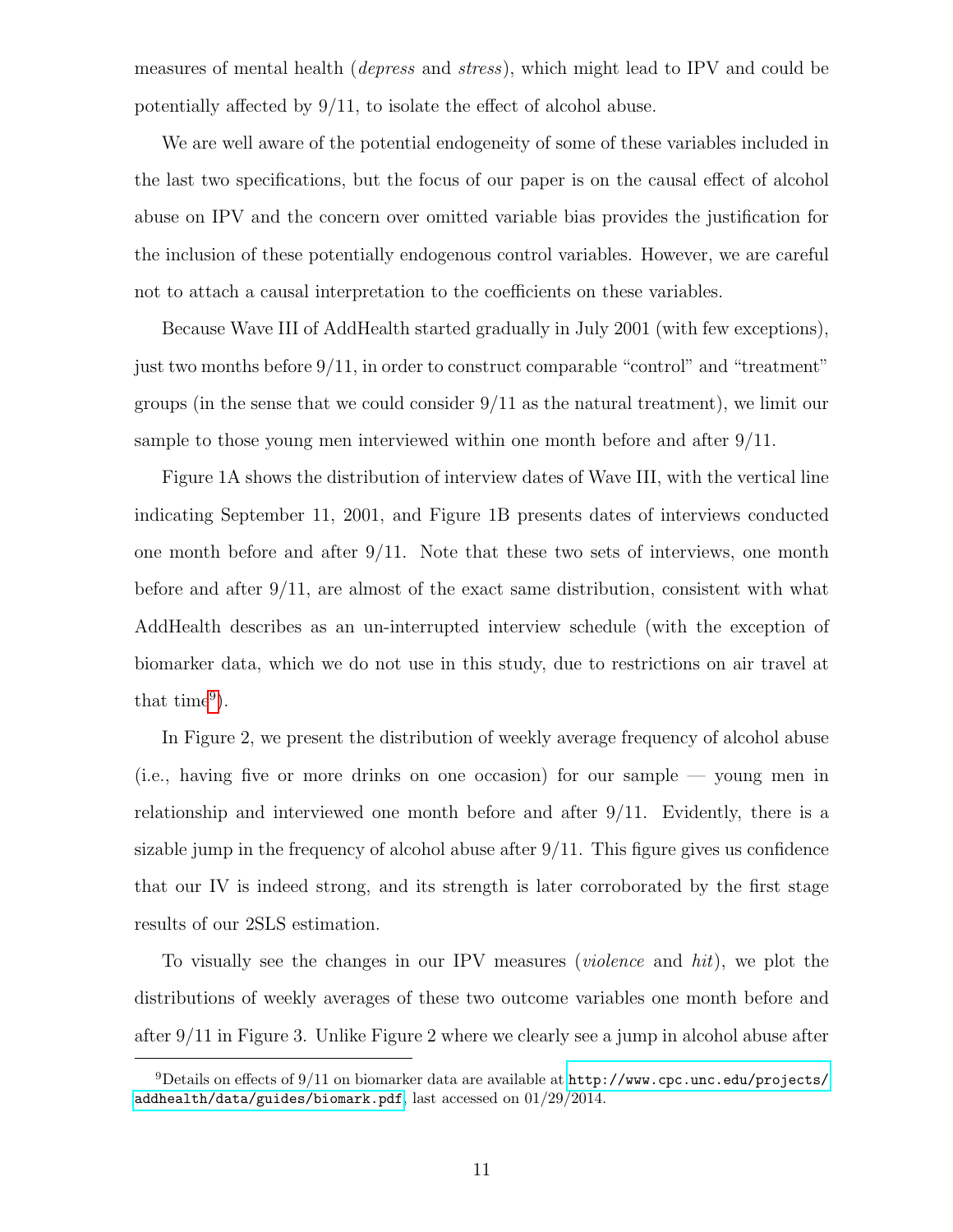measures of mental health (*depress* and *stress*), which might lead to IPV and could be potentially affected by 9/11, to isolate the effect of alcohol abuse.

We are well aware of the potential endogeneity of some of these variables included in the last two specifications, but the focus of our paper is on the causal effect of alcohol abuse on IPV and the concern over omitted variable bias provides the justification for the inclusion of these potentially endogenous control variables. However, we are careful not to attach a causal interpretation to the coefficients on these variables.

Because Wave III of AddHealth started gradually in July 2001 (with few exceptions), just two months before 9/11, in order to construct comparable "control" and "treatment" groups (in the sense that we could consider 9/11 as the natural treatment), we limit our sample to those young men interviewed within one month before and after 9/11.

Figure 1A shows the distribution of interview dates of Wave III, with the vertical line indicating September 11, 2001, and Figure 1B presents dates of interviews conducted one month before and after 9/11. Note that these two sets of interviews, one month before and after 9/11, are almost of the exact same distribution, consistent with what AddHealth describes as an un-interrupted interview schedule (with the exception of biomarker data, which we do not use in this study, due to restrictions on air travel at that time[9]).

In Figure 2, we present the distribution of weekly average frequency of alcohol abuse (i.e., having five or more drinks on one occasion) for our sample — young men in relationship and interviewed one month before and after 9/11. Evidently, there is a sizable jump in the frequency of alcohol abuse after 9/11. This figure gives us confidence that our IV is indeed strong, and its strength is later corroborated by the first stage results of our 2SLS estimation.

To visually see the changes in our IPV measures (*violence* and *hit*), we plot the distributions of weekly averages of these two outcome variables one month before and after 9/11 in Figure 3. Unlike Figure 2 where we clearly see a jump in alcohol abuse after

[9]Details on effects of 9/11 on biomarker data are available at http://www.cpc.unc.edu/projects/addhealth/data/guides/biomark.pdf, last accessed on 01/29/2014.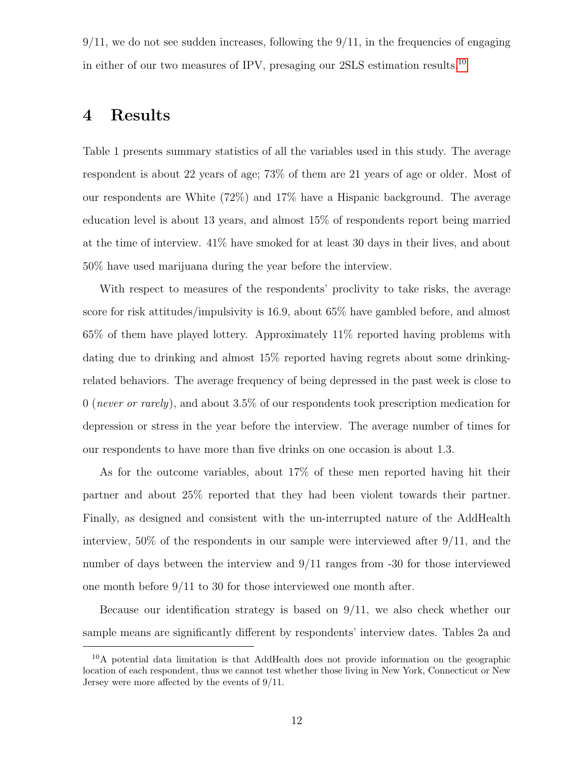9/11, we do not see sudden increases, following the 9/11, in the frequencies of engaging in either of our two measures of IPV, presaging our 2SLS estimation results.[10]

# 4 Results

Table 1 presents summary statistics of all the variables used in this study. The average respondent is about 22 years of age; 73% of them are 21 years of age or older. Most of our respondents are White (72%) and 17% have a Hispanic background. The average education level is about 13 years, and almost 15% of respondents report being married at the time of interview. 41% have smoked for at least 30 days in their lives, and about 50% have used marijuana during the year before the interview.

With respect to measures of the respondents' proclivity to take risks, the average score for risk attitudes/impulsivity is 16.9, about 65% have gambled before, and almost 65% of them have played lottery. Approximately 11% reported having problems with dating due to drinking and almost 15% reported having regrets about some drinking-related behaviors. The average frequency of being depressed in the past week is close to 0 (*never or rarely*), and about 3.5% of our respondents took prescription medication for depression or stress in the year before the interview. The average number of times for our respondents to have more than five drinks on one occasion is about 1.3.

As for the outcome variables, about 17% of these men reported having hit their partner and about 25% reported that they had been violent towards their partner. Finally, as designed and consistent with the un-interrupted nature of the AddHealth interview, 50% of the respondents in our sample were interviewed after 9/11, and the number of days between the interview and 9/11 ranges from -30 for those interviewed one month before 9/11 to 30 for those interviewed one month after.

Because our identification strategy is based on 9/11, we also check whether our sample means are significantly different by respondents' interview dates. Tables 2a and

[10] A potential data limitation is that AddHealth does not provide information on the geographic location of each respondent, thus we cannot test whether those living in New York, Connecticut or New Jersey were more affected by the events of 9/11.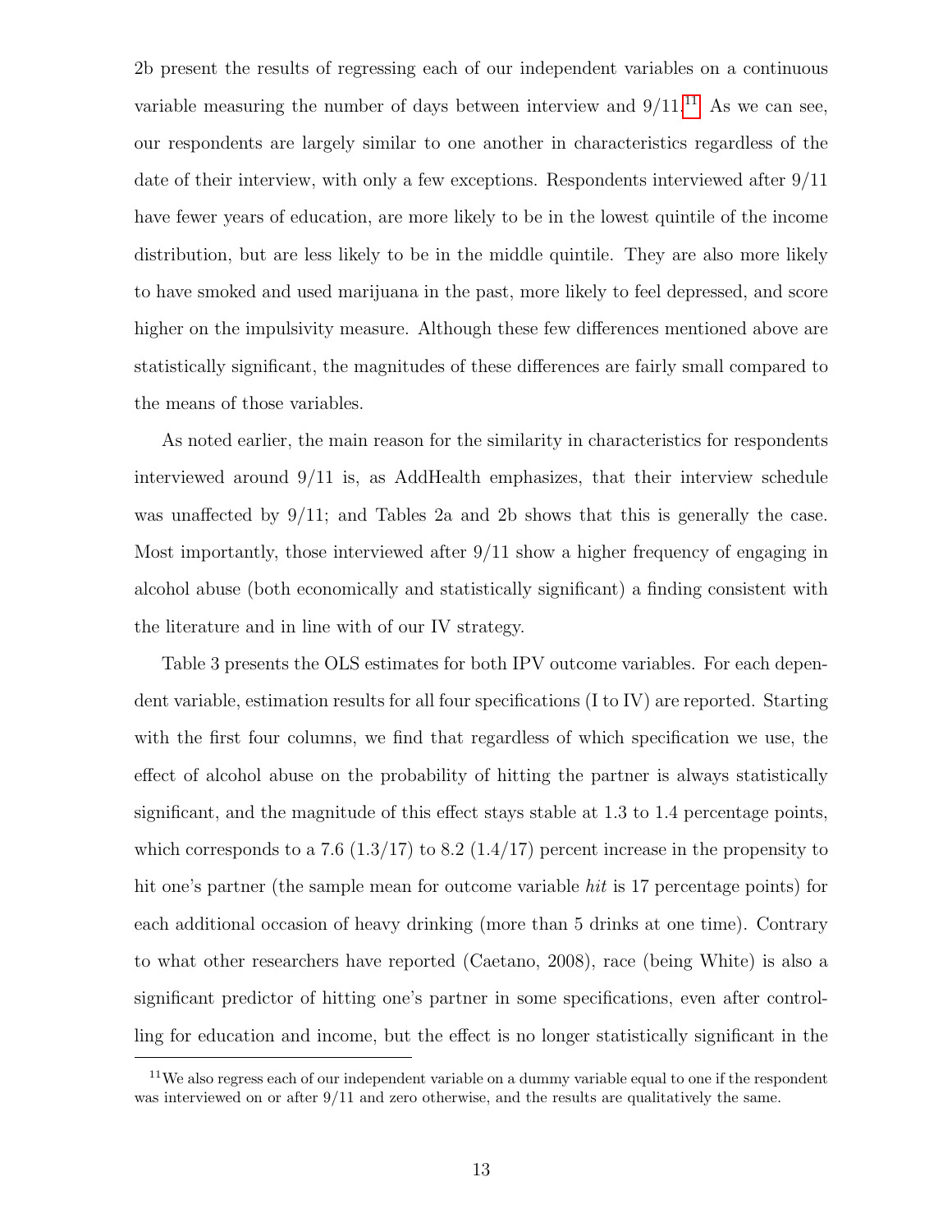2b present the results of regressing each of our independent variables on a continuous variable measuring the number of days between interview and 9/11.[11] As we can see, our respondents are largely similar to one another in characteristics regardless of the date of their interview, with only a few exceptions. Respondents interviewed after 9/11 have fewer years of education, are more likely to be in the lowest quintile of the income distribution, but are less likely to be in the middle quintile. They are also more likely to have smoked and used marijuana in the past, more likely to feel depressed, and score higher on the impulsivity measure. Although these few differences mentioned above are statistically significant, the magnitudes of these differences are fairly small compared to the means of those variables.

As noted earlier, the main reason for the similarity in characteristics for respondents interviewed around 9/11 is, as AddHealth emphasizes, that their interview schedule was unaffected by 9/11; and Tables 2a and 2b shows that this is generally the case. Most importantly, those interviewed after 9/11 show a higher frequency of engaging in alcohol abuse (both economically and statistically significant) a finding consistent with the literature and in line with of our IV strategy.

Table 3 presents the OLS estimates for both IPV outcome variables. For each dependent variable, estimation results for all four specifications (I to IV) are reported. Starting with the first four columns, we find that regardless of which specification we use, the effect of alcohol abuse on the probability of hitting the partner is always statistically significant, and the magnitude of this effect stays stable at 1.3 to 1.4 percentage points, which corresponds to a 7.6 (1.3/17) to 8.2 (1.4/17) percent increase in the propensity to hit one's partner (the sample mean for outcome variable *hit* is 17 percentage points) for each additional occasion of heavy drinking (more than 5 drinks at one time). Contrary to what other researchers have reported (Caetano, 2008), race (being White) is also a significant predictor of hitting one's partner in some specifications, even after controlling for education and income, but the effect is no longer statistically significant in the

[11] We also regress each of our independent variable on a dummy variable equal to one if the respondent was interviewed on or after 9/11 and zero otherwise, and the results are qualitatively the same.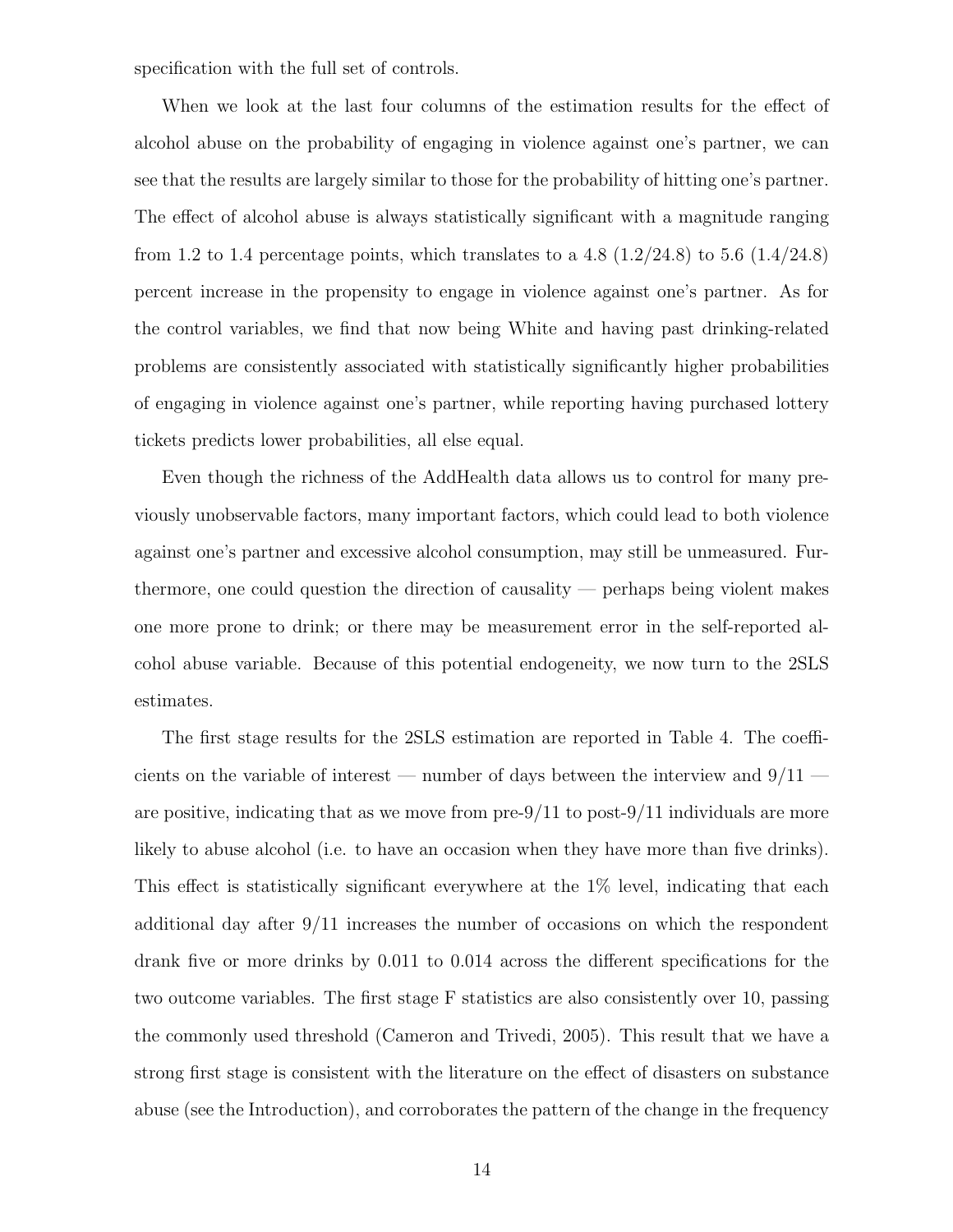specification with the full set of controls.

When we look at the last four columns of the estimation results for the effect of alcohol abuse on the probability of engaging in violence against one's partner, we can see that the results are largely similar to those for the probability of hitting one's partner. The effect of alcohol abuse is always statistically significant with a magnitude ranging from 1.2 to 1.4 percentage points, which translates to a 4.8 (1.2/24.8) to 5.6 (1.4/24.8) percent increase in the propensity to engage in violence against one's partner. As for the control variables, we find that now being White and having past drinking-related problems are consistently associated with statistically significantly higher probabilities of engaging in violence against one's partner, while reporting having purchased lottery tickets predicts lower probabilities, all else equal.

Even though the richness of the AddHealth data allows us to control for many previously unobservable factors, many important factors, which could lead to both violence against one's partner and excessive alcohol consumption, may still be unmeasured. Furthermore, one could question the direction of causality — perhaps being violent makes one more prone to drink; or there may be measurement error in the self-reported alcohol abuse variable. Because of this potential endogeneity, we now turn to the 2SLS estimates.

The first stage results for the 2SLS estimation are reported in Table 4. The coefficients on the variable of interest — number of days between the interview and 9/11 — are positive, indicating that as we move from pre-9/11 to post-9/11 individuals are more likely to abuse alcohol (i.e. to have an occasion when they have more than five drinks). This effect is statistically significant everywhere at the 1% level, indicating that each additional day after 9/11 increases the number of occasions on which the respondent drank five or more drinks by 0.011 to 0.014 across the different specifications for the two outcome variables. The first stage F statistics are also consistently over 10, passing the commonly used threshold (Cameron and Trivedi, 2005). This result that we have a strong first stage is consistent with the literature on the effect of disasters on substance abuse (see the Introduction), and corroborates the pattern of the change in the frequency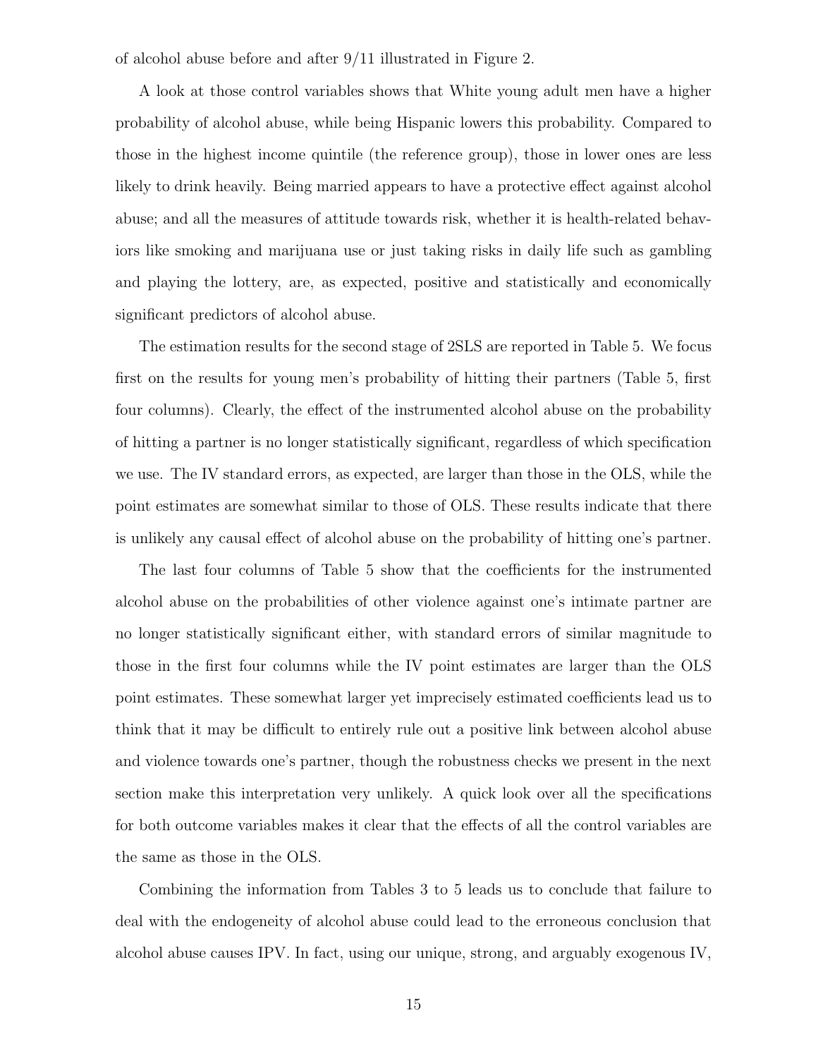of alcohol abuse before and after 9/11 illustrated in Figure 2.

A look at those control variables shows that White young adult men have a higher probability of alcohol abuse, while being Hispanic lowers this probability. Compared to those in the highest income quintile (the reference group), those in lower ones are less likely to drink heavily. Being married appears to have a protective effect against alcohol abuse; and all the measures of attitude towards risk, whether it is health-related behaviors like smoking and marijuana use or just taking risks in daily life such as gambling and playing the lottery, are, as expected, positive and statistically and economically significant predictors of alcohol abuse.

The estimation results for the second stage of 2SLS are reported in Table 5. We focus first on the results for young men's probability of hitting their partners (Table 5, first four columns). Clearly, the effect of the instrumented alcohol abuse on the probability of hitting a partner is no longer statistically significant, regardless of which specification we use. The IV standard errors, as expected, are larger than those in the OLS, while the point estimates are somewhat similar to those of OLS. These results indicate that there is unlikely any causal effect of alcohol abuse on the probability of hitting one's partner.

The last four columns of Table 5 show that the coefficients for the instrumented alcohol abuse on the probabilities of other violence against one's intimate partner are no longer statistically significant either, with standard errors of similar magnitude to those in the first four columns while the IV point estimates are larger than the OLS point estimates. These somewhat larger yet imprecisely estimated coefficients lead us to think that it may be difficult to entirely rule out a positive link between alcohol abuse and violence towards one's partner, though the robustness checks we present in the next section make this interpretation very unlikely. A quick look over all the specifications for both outcome variables makes it clear that the effects of all the control variables are the same as those in the OLS.

Combining the information from Tables 3 to 5 leads us to conclude that failure to deal with the endogeneity of alcohol abuse could lead to the erroneous conclusion that alcohol abuse causes IPV. In fact, using our unique, strong, and arguably exogenous IV,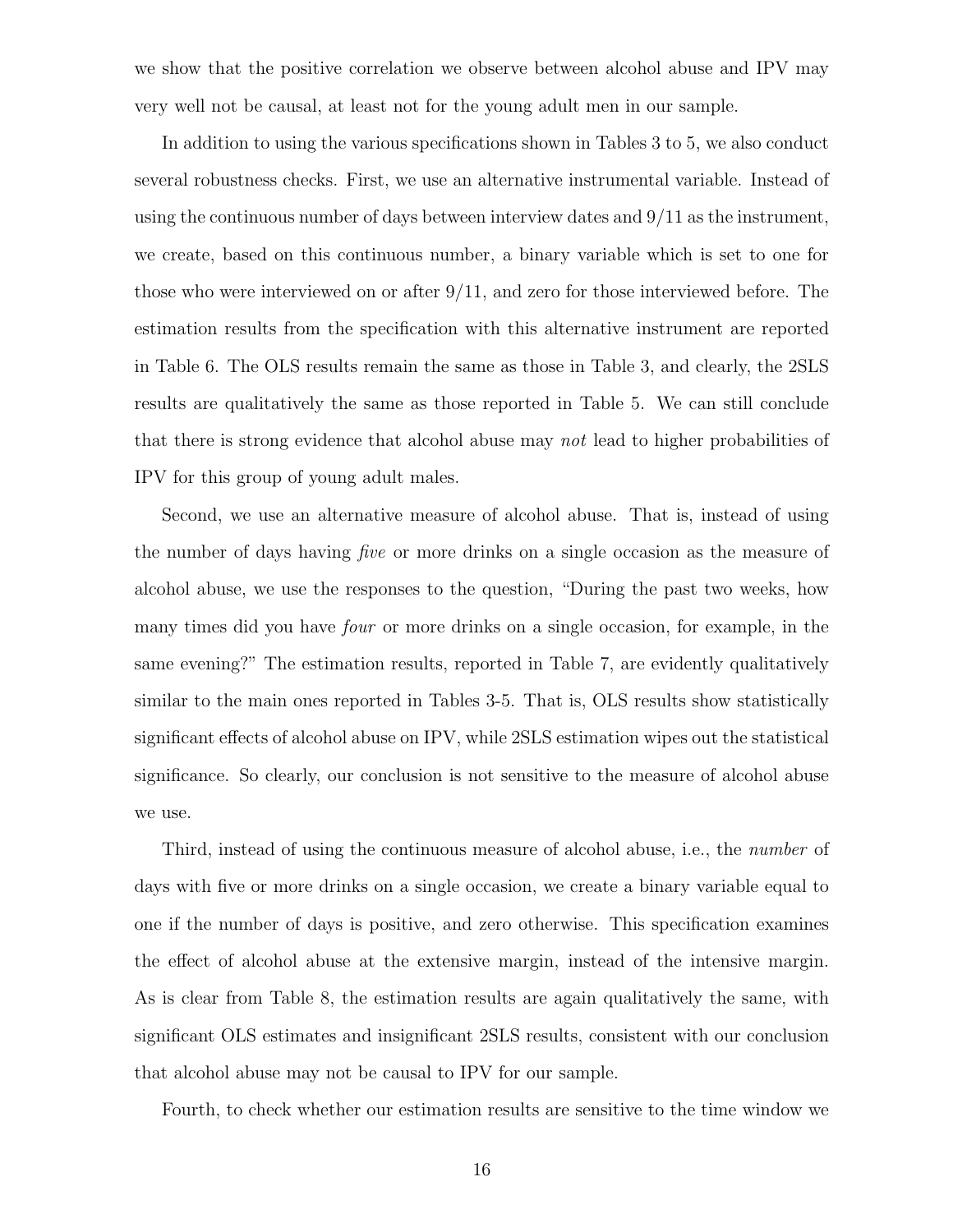we show that the positive correlation we observe between alcohol abuse and IPV may very well not be causal, at least not for the young adult men in our sample.

In addition to using the various specifications shown in Tables 3 to 5, we also conduct several robustness checks. First, we use an alternative instrumental variable. Instead of using the continuous number of days between interview dates and 9/11 as the instrument, we create, based on this continuous number, a binary variable which is set to one for those who were interviewed on or after 9/11, and zero for those interviewed before. The estimation results from the specification with this alternative instrument are reported in Table 6. The OLS results remain the same as those in Table 3, and clearly, the 2SLS results are qualitatively the same as those reported in Table 5. We can still conclude that there is strong evidence that alcohol abuse may *not* lead to higher probabilities of IPV for this group of young adult males.

Second, we use an alternative measure of alcohol abuse. That is, instead of using the number of days having *five* or more drinks on a single occasion as the measure of alcohol abuse, we use the responses to the question, "During the past two weeks, how many times did you have *four* or more drinks on a single occasion, for example, in the same evening?" The estimation results, reported in Table 7, are evidently qualitatively similar to the main ones reported in Tables 3-5. That is, OLS results show statistically significant effects of alcohol abuse on IPV, while 2SLS estimation wipes out the statistical significance. So clearly, our conclusion is not sensitive to the measure of alcohol abuse we use.

Third, instead of using the continuous measure of alcohol abuse, i.e., the *number* of days with five or more drinks on a single occasion, we create a binary variable equal to one if the number of days is positive, and zero otherwise. This specification examines the effect of alcohol abuse at the extensive margin, instead of the intensive margin. As is clear from Table 8, the estimation results are again qualitatively the same, with significant OLS estimates and insignificant 2SLS results, consistent with our conclusion that alcohol abuse may not be causal to IPV for our sample.

Fourth, to check whether our estimation results are sensitive to the time window we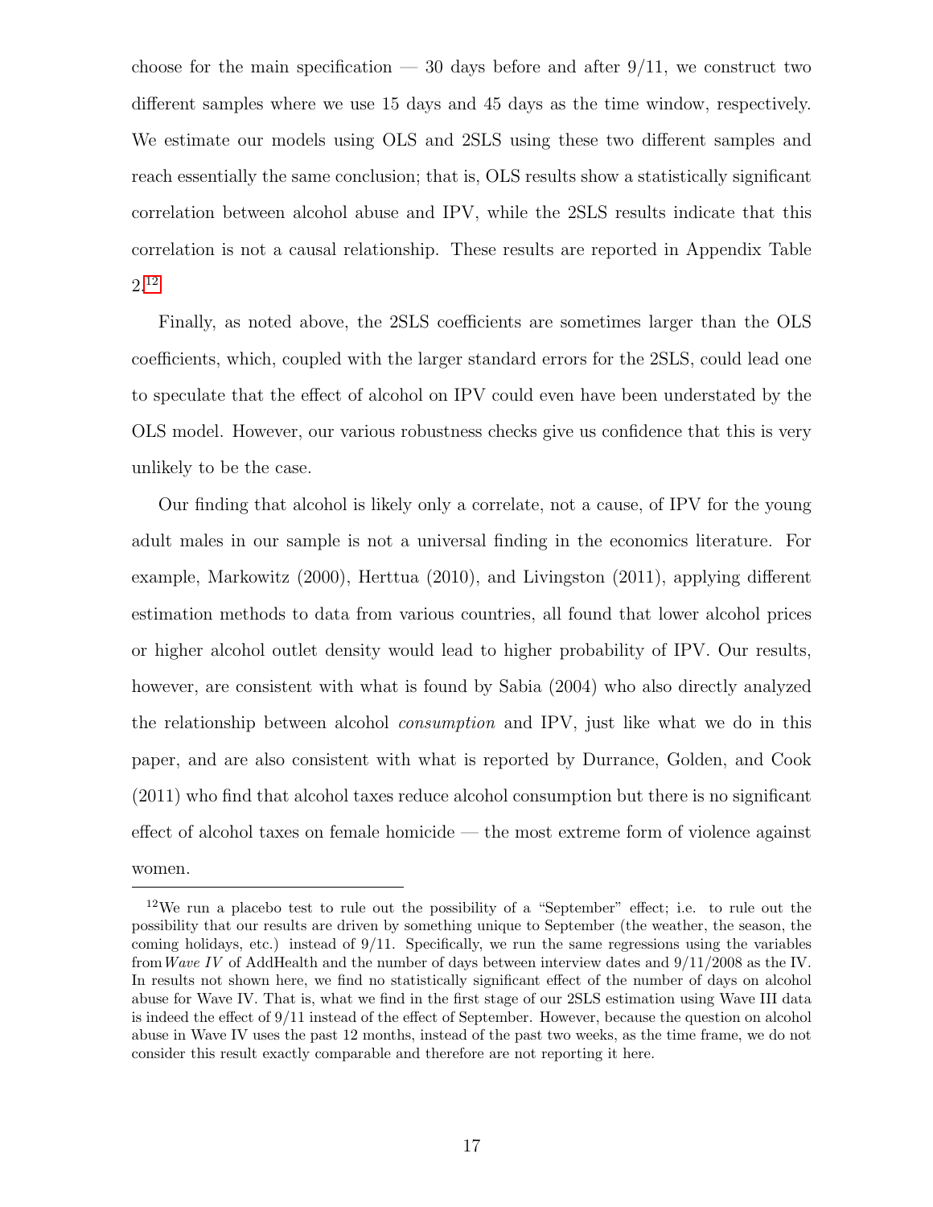choose for the main specification — 30 days before and after 9/11, we construct two different samples where we use 15 days and 45 days as the time window, respectively. We estimate our models using OLS and 2SLS using these two different samples and reach essentially the same conclusion; that is, OLS results show a statistically significant correlation between alcohol abuse and IPV, while the 2SLS results indicate that this correlation is not a causal relationship. These results are reported in Appendix Table 2.[12]

Finally, as noted above, the 2SLS coefficients are sometimes larger than the OLS coefficients, which, coupled with the larger standard errors for the 2SLS, could lead one to speculate that the effect of alcohol on IPV could even have been understated by the OLS model. However, our various robustness checks give us confidence that this is very unlikely to be the case.

Our finding that alcohol is likely only a correlate, not a cause, of IPV for the young adult males in our sample is not a universal finding in the economics literature. For example, Markowitz (2000), Herttua (2010), and Livingston (2011), applying different estimation methods to data from various countries, all found that lower alcohol prices or higher alcohol outlet density would lead to higher probability of IPV. Our results, however, are consistent with what is found by Sabia (2004) who also directly analyzed the relationship between alcohol *consumption* and IPV, just like what we do in this paper, and are also consistent with what is reported by Durrance, Golden, and Cook (2011) who find that alcohol taxes reduce alcohol consumption but there is no significant effect of alcohol taxes on female homicide — the most extreme form of violence against women.

[12] We run a placebo test to rule out the possibility of a "September" effect; i.e. to rule out the possibility that our results are driven by something unique to September (the weather, the season, the coming holidays, etc.) instead of 9/11. Specifically, we run the same regressions using the variables from *Wave IV* of AddHealth and the number of days between interview dates and 9/11/2008 as the IV. In results not shown here, we find no statistically significant effect of the number of days on alcohol abuse for Wave IV. That is, what we find in the first stage of our 2SLS estimation using Wave III data is indeed the effect of 9/11 instead of the effect of September. However, because the question on alcohol abuse in Wave IV uses the past 12 months, instead of the past two weeks, as the time frame, we do not consider this result exactly comparable and therefore are not reporting it here.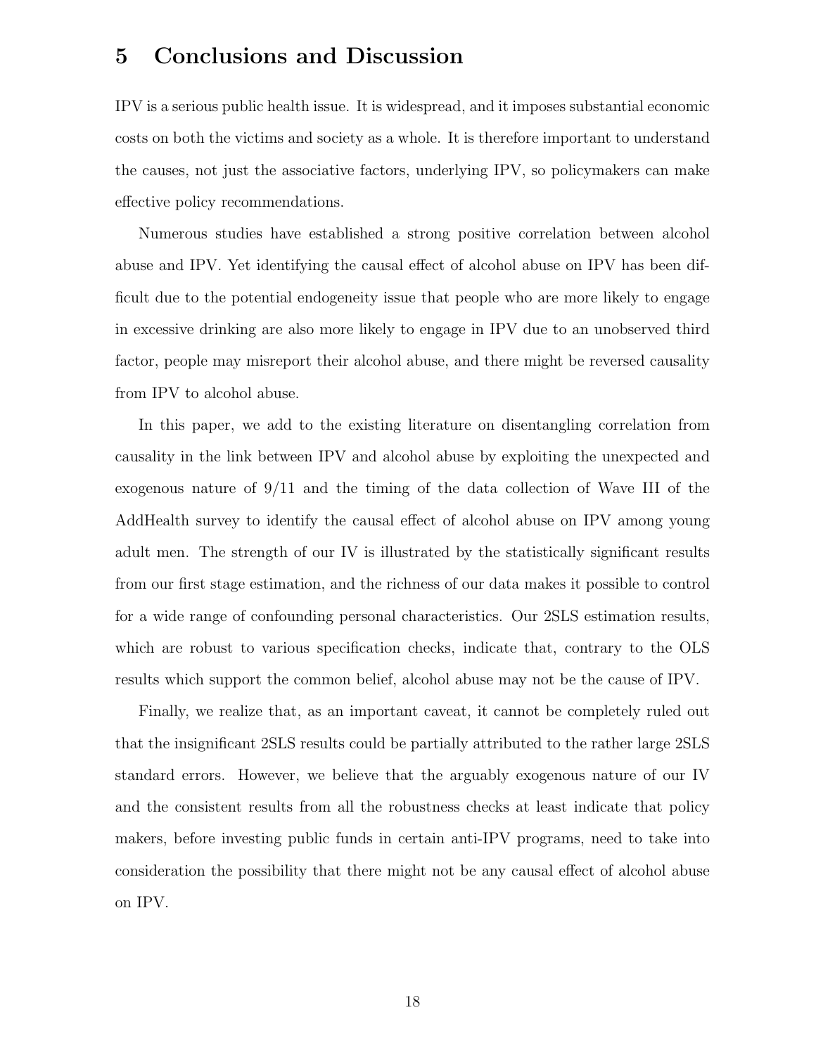# 5 Conclusions and Discussion

IPV is a serious public health issue. It is widespread, and it imposes substantial economic costs on both the victims and society as a whole. It is therefore important to understand the causes, not just the associative factors, underlying IPV, so policymakers can make effective policy recommendations.

Numerous studies have established a strong positive correlation between alcohol abuse and IPV. Yet identifying the causal effect of alcohol abuse on IPV has been difficult due to the potential endogeneity issue that people who are more likely to engage in excessive drinking are also more likely to engage in IPV due to an unobserved third factor, people may misreport their alcohol abuse, and there might be reversed causality from IPV to alcohol abuse.

In this paper, we add to the existing literature on disentangling correlation from causality in the link between IPV and alcohol abuse by exploiting the unexpected and exogenous nature of 9/11 and the timing of the data collection of Wave III of the AddHealth survey to identify the causal effect of alcohol abuse on IPV among young adult men. The strength of our IV is illustrated by the statistically significant results from our first stage estimation, and the richness of our data makes it possible to control for a wide range of confounding personal characteristics. Our 2SLS estimation results, which are robust to various specification checks, indicate that, contrary to the OLS results which support the common belief, alcohol abuse may not be the cause of IPV.

Finally, we realize that, as an important caveat, it cannot be completely ruled out that the insignificant 2SLS results could be partially attributed to the rather large 2SLS standard errors. However, we believe that the arguably exogenous nature of our IV and the consistent results from all the robustness checks at least indicate that policy makers, before investing public funds in certain anti-IPV programs, need to take into consideration the possibility that there might not be any causal effect of alcohol abuse on IPV.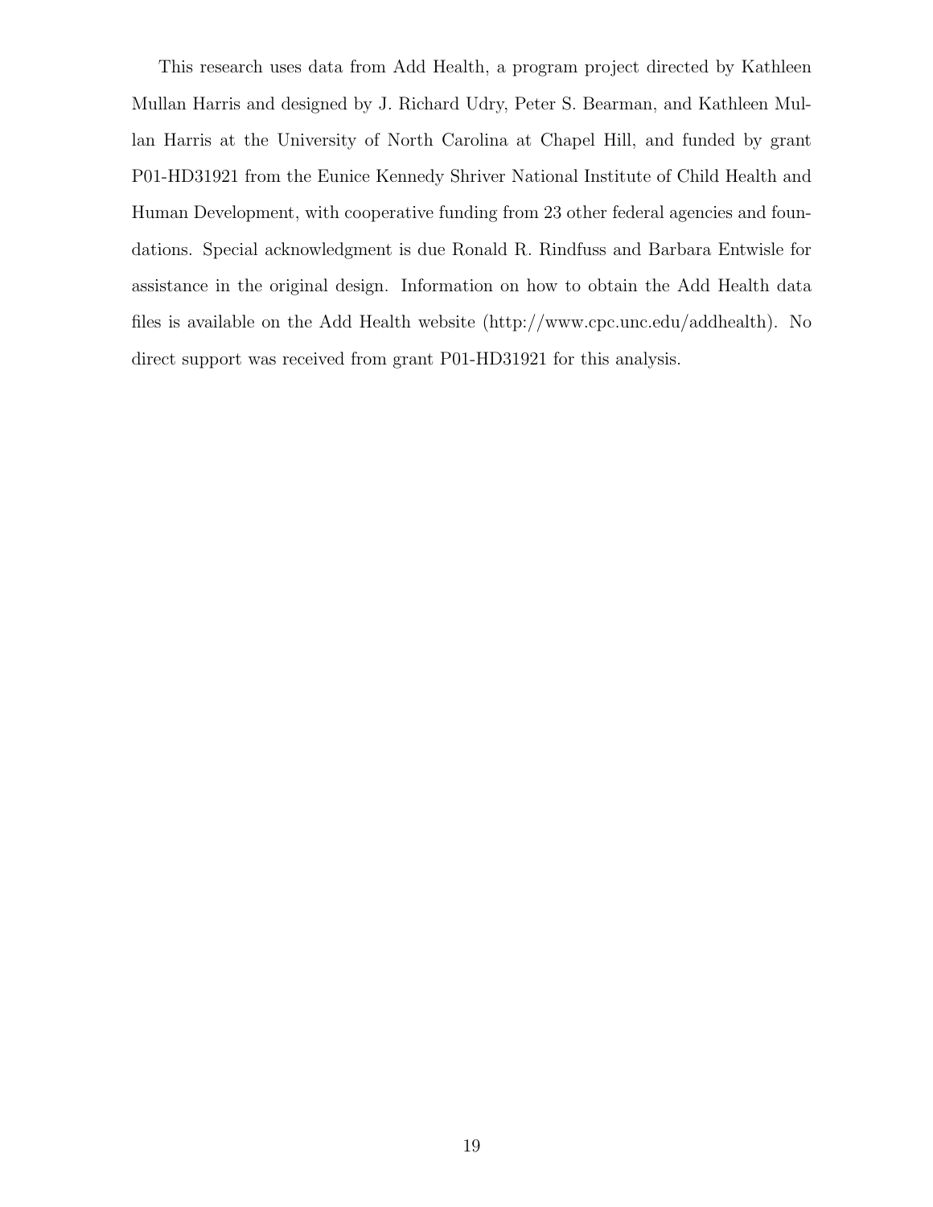This research uses data from Add Health, a program project directed by Kathleen Mullan Harris and designed by J. Richard Udry, Peter S. Bearman, and Kathleen Mullan Harris at the University of North Carolina at Chapel Hill, and funded by grant P01-HD31921 from the Eunice Kennedy Shriver National Institute of Child Health and Human Development, with cooperative funding from 23 other federal agencies and foundations. Special acknowledgment is due Ronald R. Rindfuss and Barbara Entwisle for assistance in the original design. Information on how to obtain the Add Health data files is available on the Add Health website (http://www.cpc.unc.edu/addhealth). No direct support was received from grant P01-HD31921 for this analysis.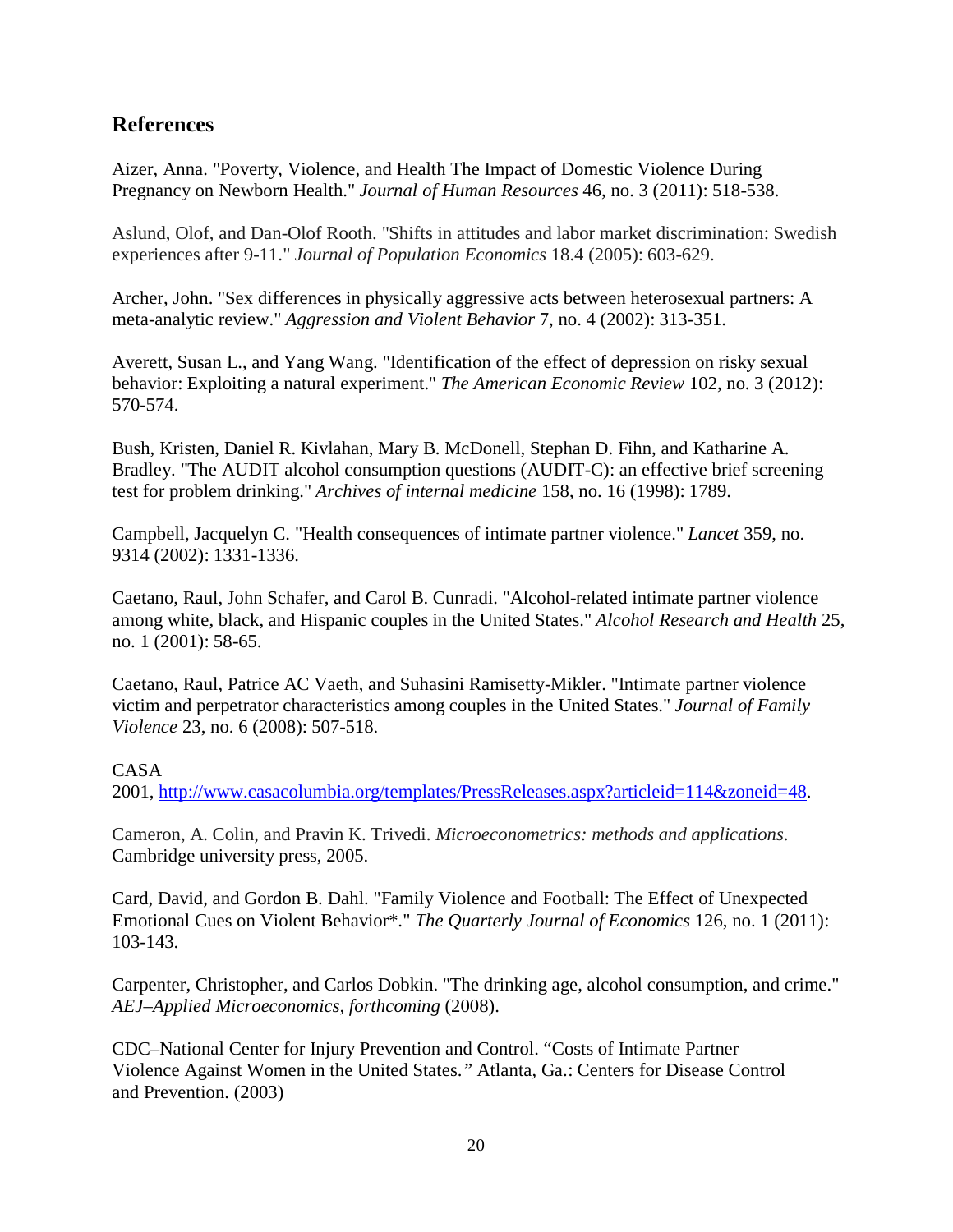## References

Aizer, Anna. "Poverty, Violence, and Health The Impact of Domestic Violence During Pregnancy on Newborn Health." *Journal of Human Resources* 46, no. 3 (2011): 518-538.

Aslund, Olof, and Dan-Olof Rooth. "Shifts in attitudes and labor market discrimination: Swedish experiences after 9-11." *Journal of Population Economics* 18.4 (2005): 603-629.

Archer, John. "Sex differences in physically aggressive acts between heterosexual partners: A meta-analytic review." *Aggression and Violent Behavior* 7, no. 4 (2002): 313-351.

Averett, Susan L., and Yang Wang. "Identification of the effect of depression on risky sexual behavior: Exploiting a natural experiment." *The American Economic Review* 102, no. 3 (2012): 570-574.

Bush, Kristen, Daniel R. Kivlahan, Mary B. McDonell, Stephan D. Fihn, and Katharine A. Bradley. "The AUDIT alcohol consumption questions (AUDIT-C): an effective brief screening test for problem drinking." *Archives of internal medicine* 158, no. 16 (1998): 1789.

Campbell, Jacquelyn C. "Health consequences of intimate partner violence." *Lancet* 359, no. 9314 (2002): 1331-1336.

Caetano, Raul, John Schafer, and Carol B. Cunradi. "Alcohol-related intimate partner violence among white, black, and Hispanic couples in the United States." *Alcohol Research and Health* 25, no. 1 (2001): 58-65.

Caetano, Raul, Patrice AC Vaeth, and Suhasini Ramisetty-Mikler. "Intimate partner violence victim and perpetrator characteristics among couples in the United States." *Journal of Family Violence* 23, no. 6 (2008): 507-518.

CASA
2001, http://www.casacolumbia.org/templates/PressReleases.aspx?articleid=114&zoneid=48.

Cameron, A. Colin, and Pravin K. Trivedi. *Microeconometrics: methods and applications*. Cambridge university press, 2005.

Card, David, and Gordon B. Dahl. "Family Violence and Football: The Effect of Unexpected Emotional Cues on Violent Behavior*." *The Quarterly Journal of Economics* 126, no. 1 (2011): 103-143.

Carpenter, Christopher, and Carlos Dobkin. "The drinking age, alcohol consumption, and crime." *AEJ–Applied Microeconomics, forthcoming* (2008).

CDC–National Center for Injury Prevention and Control. "Costs of Intimate Partner Violence Against Women in the United States." Atlanta, Ga.: Centers for Disease Control and Prevention. (2003)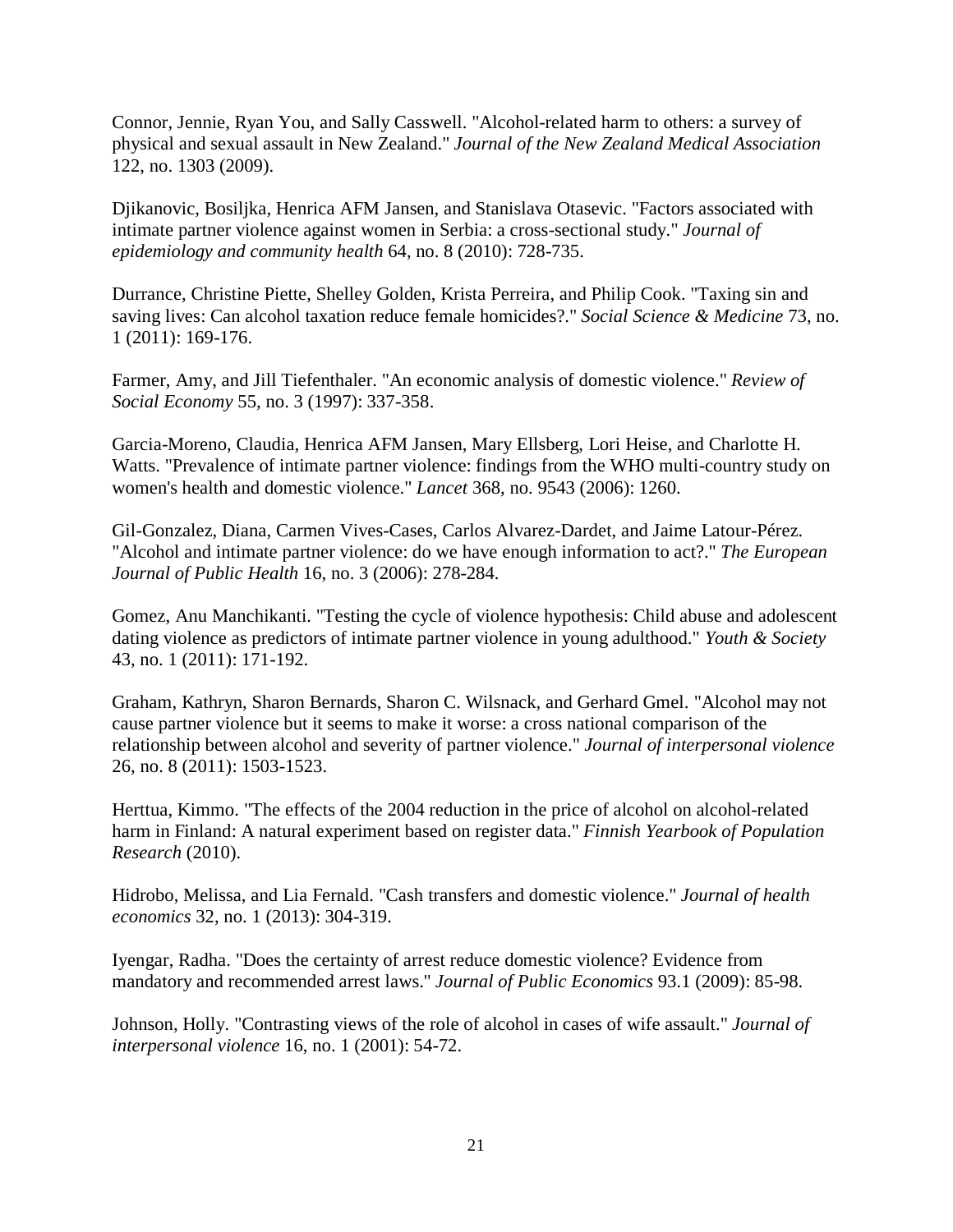Connor, Jennie, Ryan You, and Sally Casswell. "Alcohol-related harm to others: a survey of physical and sexual assault in New Zealand." *Journal of the New Zealand Medical Association* 122, no. 1303 (2009).

Djikanovic, Bosiljka, Henrica AFM Jansen, and Stanislava Otasevic. "Factors associated with intimate partner violence against women in Serbia: a cross-sectional study." *Journal of epidemiology and community health* 64, no. 8 (2010): 728-735.

Durrance, Christine Piette, Shelley Golden, Krista Perreira, and Philip Cook. "Taxing sin and saving lives: Can alcohol taxation reduce female homicides?." *Social Science & Medicine* 73, no. 1 (2011): 169-176.

Farmer, Amy, and Jill Tiefenthaler. "An economic analysis of domestic violence." *Review of Social Economy* 55, no. 3 (1997): 337-358.

Garcia-Moreno, Claudia, Henrica AFM Jansen, Mary Ellsberg, Lori Heise, and Charlotte H. Watts. "Prevalence of intimate partner violence: findings from the WHO multi-country study on women's health and domestic violence." *Lancet* 368, no. 9543 (2006): 1260.

Gil-Gonzalez, Diana, Carmen Vives-Cases, Carlos Alvarez-Dardet, and Jaime Latour-Pérez. "Alcohol and intimate partner violence: do we have enough information to act?." *The European Journal of Public Health* 16, no. 3 (2006): 278-284.

Gomez, Anu Manchikanti. "Testing the cycle of violence hypothesis: Child abuse and adolescent dating violence as predictors of intimate partner violence in young adulthood." *Youth & Society* 43, no. 1 (2011): 171-192.

Graham, Kathryn, Sharon Bernards, Sharon C. Wilsnack, and Gerhard Gmel. "Alcohol may not cause partner violence but it seems to make it worse: a cross national comparison of the relationship between alcohol and severity of partner violence." *Journal of interpersonal violence* 26, no. 8 (2011): 1503-1523.

Herttua, Kimmo. "The effects of the 2004 reduction in the price of alcohol on alcohol-related harm in Finland: A natural experiment based on register data." *Finnish Yearbook of Population Research* (2010).

Hidrobo, Melissa, and Lia Fernald. "Cash transfers and domestic violence." *Journal of health economics* 32, no. 1 (2013): 304-319.

Iyengar, Radha. "Does the certainty of arrest reduce domestic violence? Evidence from mandatory and recommended arrest laws." *Journal of Public Economics* 93.1 (2009): 85-98.

Johnson, Holly. "Contrasting views of the role of alcohol in cases of wife assault." *Journal of interpersonal violence* 16, no. 1 (2001): 54-72.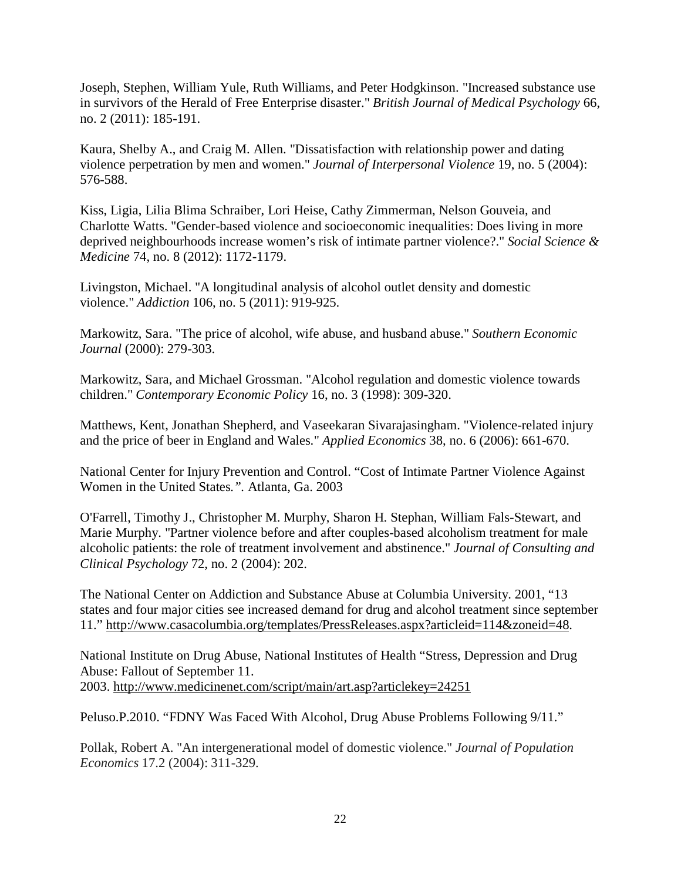Joseph, Stephen, William Yule, Ruth Williams, and Peter Hodgkinson. "Increased substance use in survivors of the Herald of Free Enterprise disaster." *British Journal of Medical Psychology* 66, no. 2 (2011): 185-191.

Kaura, Shelby A., and Craig M. Allen. "Dissatisfaction with relationship power and dating violence perpetration by men and women." *Journal of Interpersonal Violence* 19, no. 5 (2004): 576-588.

Kiss, Ligia, Lilia Blima Schraiber, Lori Heise, Cathy Zimmerman, Nelson Gouveia, and Charlotte Watts. "Gender-based violence and socioeconomic inequalities: Does living in more deprived neighbourhoods increase women's risk of intimate partner violence?." *Social Science & Medicine* 74, no. 8 (2012): 1172-1179.

Livingston, Michael. "A longitudinal analysis of alcohol outlet density and domestic violence." *Addiction* 106, no. 5 (2011): 919-925.

Markowitz, Sara. "The price of alcohol, wife abuse, and husband abuse." *Southern Economic Journal* (2000): 279-303.

Markowitz, Sara, and Michael Grossman. "Alcohol regulation and domestic violence towards children." *Contemporary Economic Policy* 16, no. 3 (1998): 309-320.

Matthews, Kent, Jonathan Shepherd, and Vaseekaran Sivarajasingham. "Violence-related injury and the price of beer in England and Wales." *Applied Economics* 38, no. 6 (2006): 661-670.

National Center for Injury Prevention and Control. "Cost of Intimate Partner Violence Against Women in the United States*.*". Atlanta, Ga. 2003

O'Farrell, Timothy J., Christopher M. Murphy, Sharon H. Stephan, William Fals-Stewart, and Marie Murphy. "Partner violence before and after couples-based alcoholism treatment for male alcoholic patients: the role of treatment involvement and abstinence." *Journal of Consulting and Clinical Psychology* 72, no. 2 (2004): 202.

The National Center on Addiction and Substance Abuse at Columbia University. 2001, "13 states and four major cities see increased demand for drug and alcohol treatment since september 11." http://www.casacolumbia.org/templates/PressReleases.aspx?articleid=114&zoneid=48.

National Institute on Drug Abuse, National Institutes of Health "Stress, Depression and Drug Abuse: Fallout of September 11. 2003. http://www.medicinenet.com/script/main/art.asp?articlekey=24251

Peluso.P.2010. "FDNY Was Faced With Alcohol, Drug Abuse Problems Following 9/11."

Pollak, Robert A. "An intergenerational model of domestic violence." *Journal of Population Economics* 17.2 (2004): 311-329.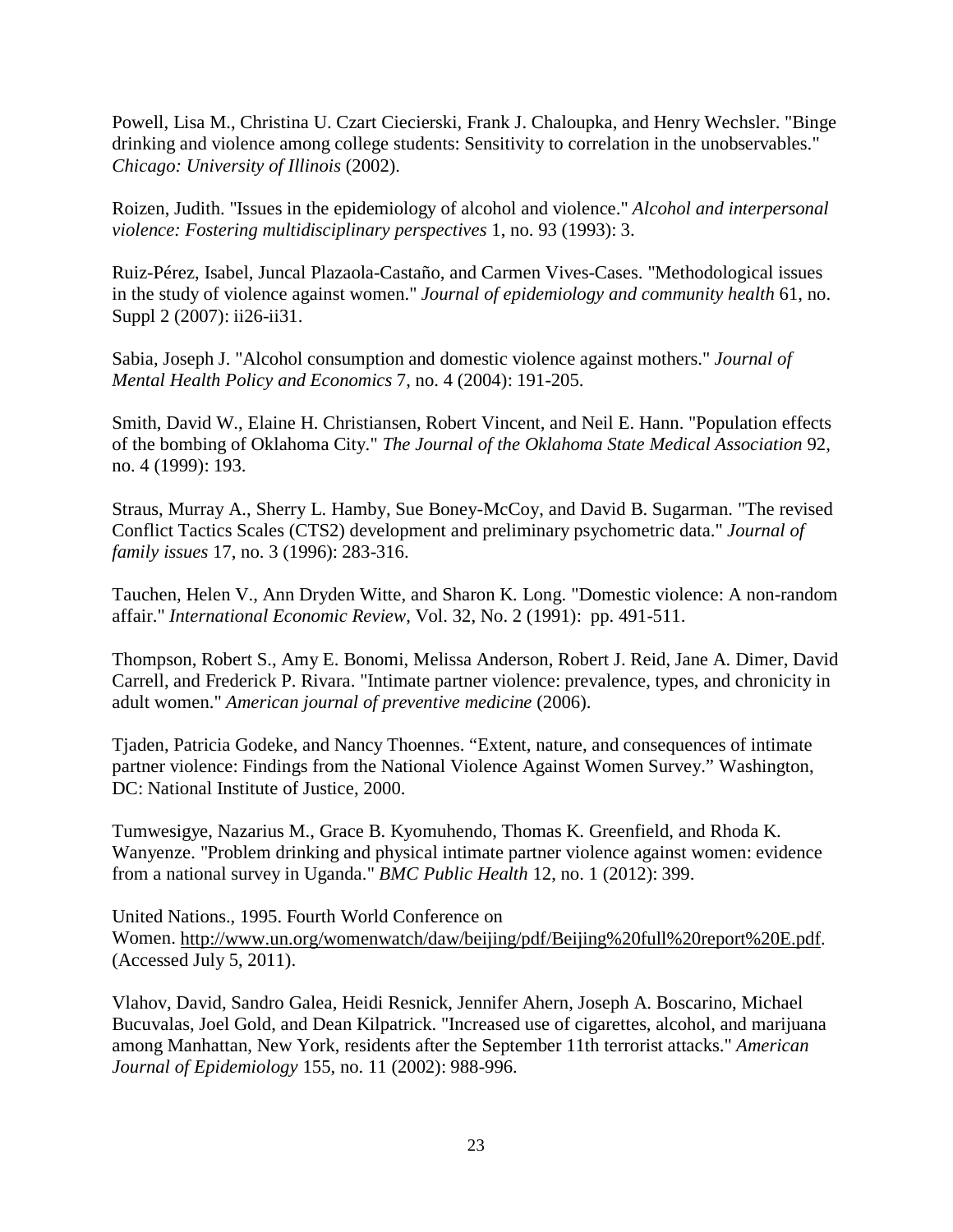Powell, Lisa M., Christina U. Czart Ciecierski, Frank J. Chaloupka, and Henry Wechsler. "Binge drinking and violence among college students: Sensitivity to correlation in the unobservables." *Chicago: University of Illinois* (2002).

Roizen, Judith. "Issues in the epidemiology of alcohol and violence." *Alcohol and interpersonal violence: Fostering multidisciplinary perspectives* 1, no. 93 (1993): 3.

Ruiz-Pérez, Isabel, Juncal Plazaola-Castaño, and Carmen Vives-Cases. "Methodological issues in the study of violence against women." *Journal of epidemiology and community health* 61, no. Suppl 2 (2007): ii26-ii31.

Sabia, Joseph J. "Alcohol consumption and domestic violence against mothers." *Journal of Mental Health Policy and Economics* 7, no. 4 (2004): 191-205.

Smith, David W., Elaine H. Christiansen, Robert Vincent, and Neil E. Hann. "Population effects of the bombing of Oklahoma City." *The Journal of the Oklahoma State Medical Association* 92, no. 4 (1999): 193.

Straus, Murray A., Sherry L. Hamby, Sue Boney-McCoy, and David B. Sugarman. "The revised Conflict Tactics Scales (CTS2) development and preliminary psychometric data." *Journal of family issues* 17, no. 3 (1996): 283-316.

Tauchen, Helen V., Ann Dryden Witte, and Sharon K. Long. "Domestic violence: A non-random affair." *International Economic Review*, Vol. 32, No. 2 (1991): pp. 491-511.

Thompson, Robert S., Amy E. Bonomi, Melissa Anderson, Robert J. Reid, Jane A. Dimer, David Carrell, and Frederick P. Rivara. "Intimate partner violence: prevalence, types, and chronicity in adult women." *American journal of preventive medicine* (2006).

Tjaden, Patricia Godeke, and Nancy Thoennes. "Extent, nature, and consequences of intimate partner violence: Findings from the National Violence Against Women Survey." Washington, DC: National Institute of Justice, 2000.

Tumwesigye, Nazarius M., Grace B. Kyomuhendo, Thomas K. Greenfield, and Rhoda K. Wanyenze. "Problem drinking and physical intimate partner violence against women: evidence from a national survey in Uganda." *BMC Public Health* 12, no. 1 (2012): 399.

United Nations., 1995. Fourth World Conference on Women. http://www.un.org/womenwatch/daw/beijing/pdf/Beijing%20full%20report%20E.pdf. (Accessed July 5, 2011).

Vlahov, David, Sandro Galea, Heidi Resnick, Jennifer Ahern, Joseph A. Boscarino, Michael Bucuvalas, Joel Gold, and Dean Kilpatrick. "Increased use of cigarettes, alcohol, and marijuana among Manhattan, New York, residents after the September 11th terrorist attacks." *American Journal of Epidemiology* 155, no. 11 (2002): 988-996.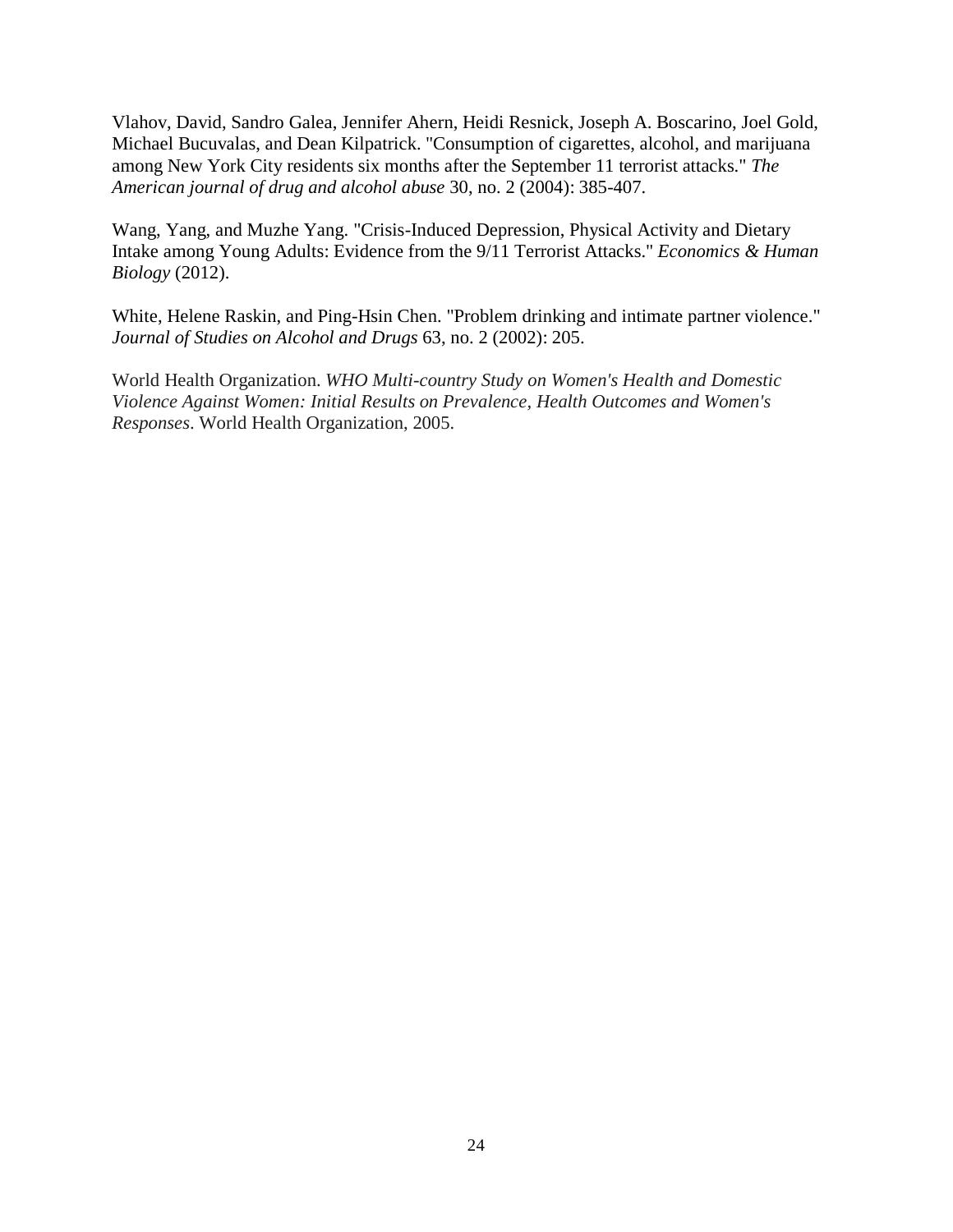Vlahov, David, Sandro Galea, Jennifer Ahern, Heidi Resnick, Joseph A. Boscarino, Joel Gold, Michael Bucuvalas, and Dean Kilpatrick. "Consumption of cigarettes, alcohol, and marijuana among New York City residents six months after the September 11 terrorist attacks." *The American journal of drug and alcohol abuse* 30, no. 2 (2004): 385-407.

Wang, Yang, and Muzhe Yang. "Crisis-Induced Depression, Physical Activity and Dietary Intake among Young Adults: Evidence from the 9/11 Terrorist Attacks." *Economics & Human Biology* (2012).

White, Helene Raskin, and Ping-Hsin Chen. "Problem drinking and intimate partner violence." *Journal of Studies on Alcohol and Drugs* 63, no. 2 (2002): 205.

World Health Organization. *WHO Multi-country Study on Women's Health and Domestic Violence Against Women: Initial Results on Prevalence, Health Outcomes and Women's Responses*. World Health Organization, 2005.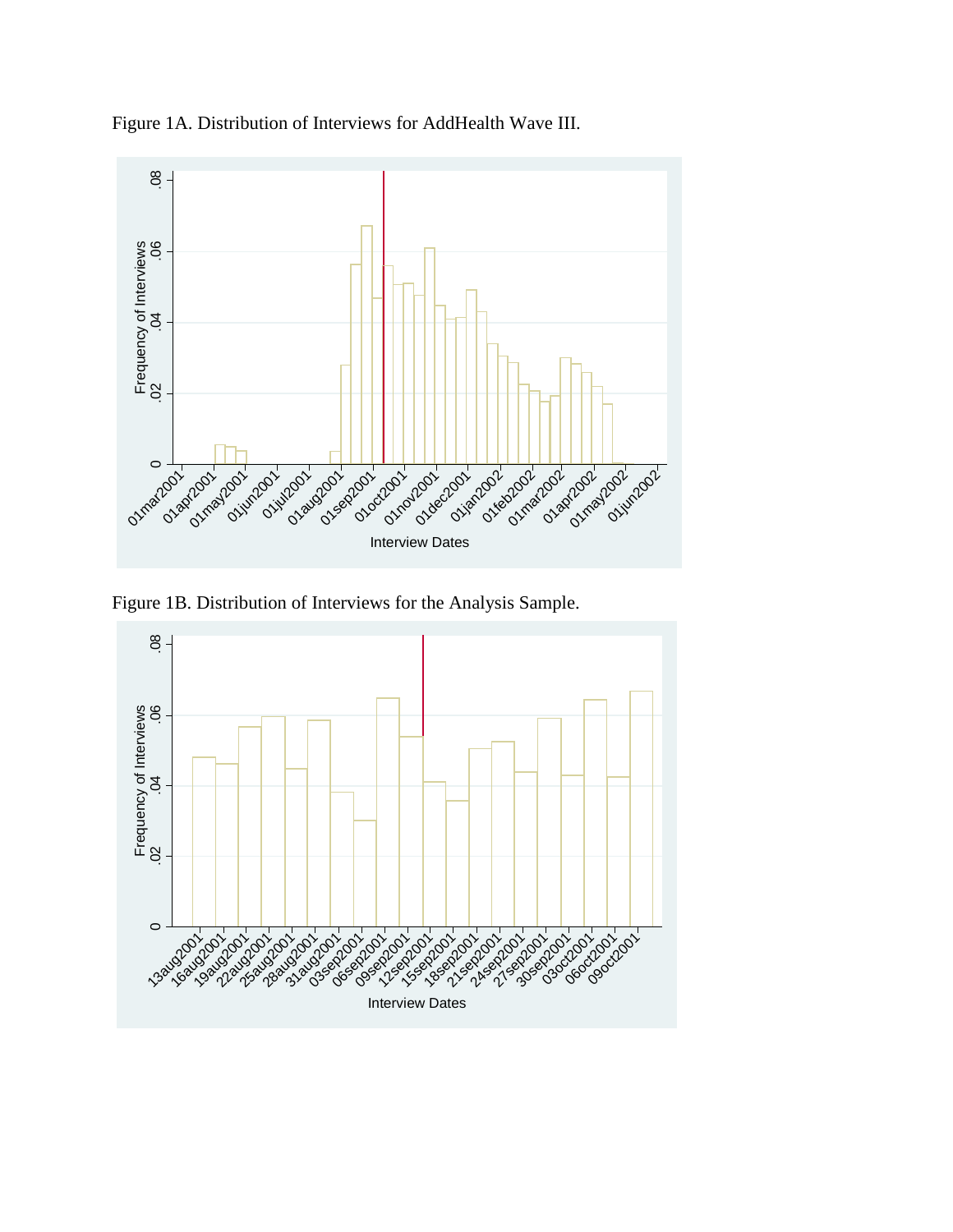Figure 1A. Distribution of Interviews for AddHealth Wave III.

Figure 1B. Distribution of Interviews for the Analysis Sample.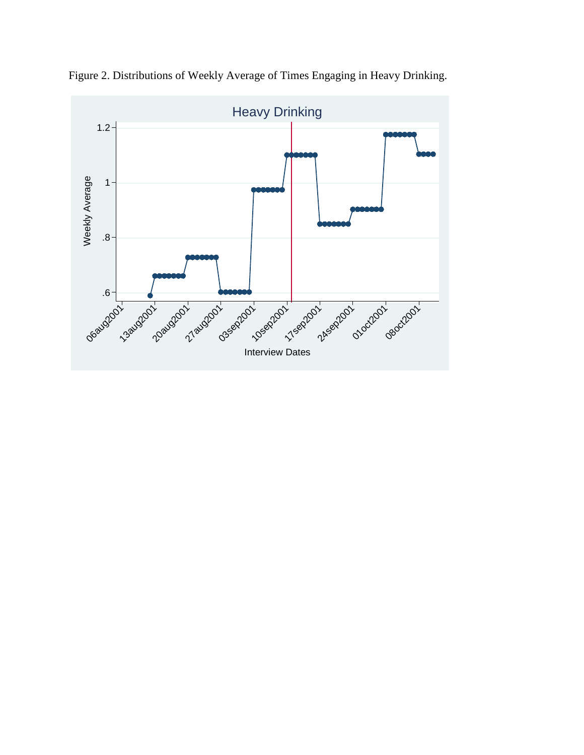Figure 2. Distributions of Weekly Average of Times Engaging in Heavy Drinking.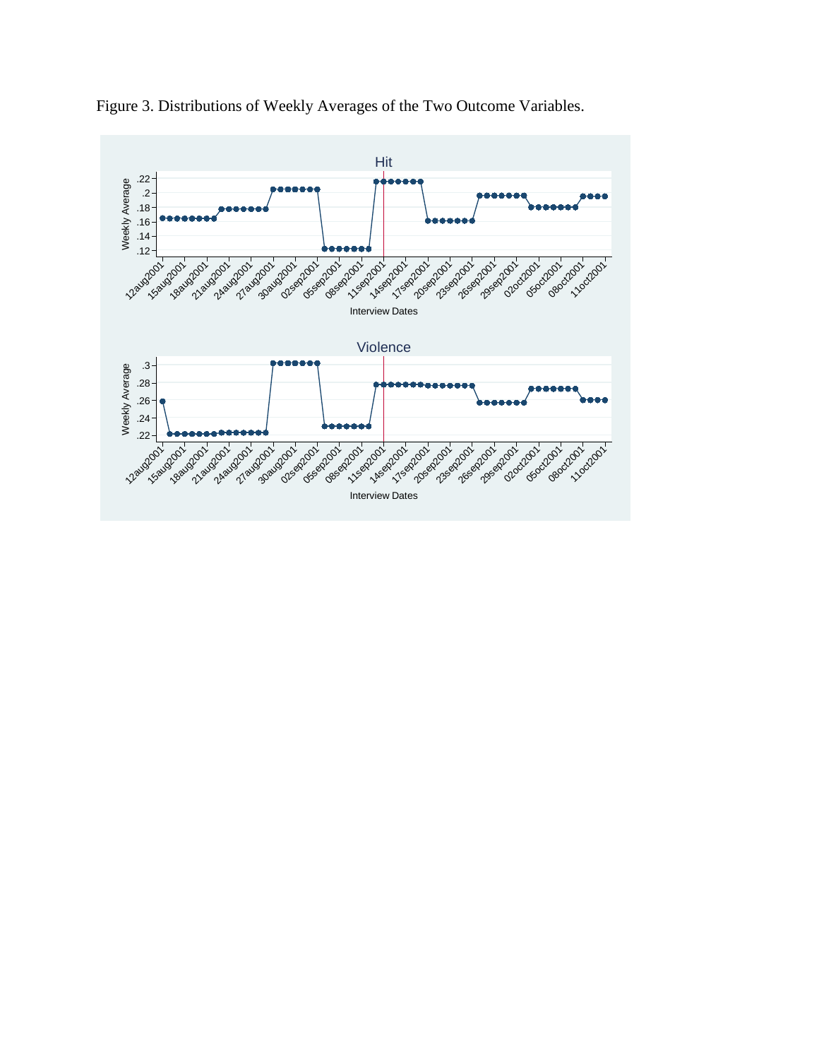Figure 3. Distributions of Weekly Averages of the Two Outcome Variables.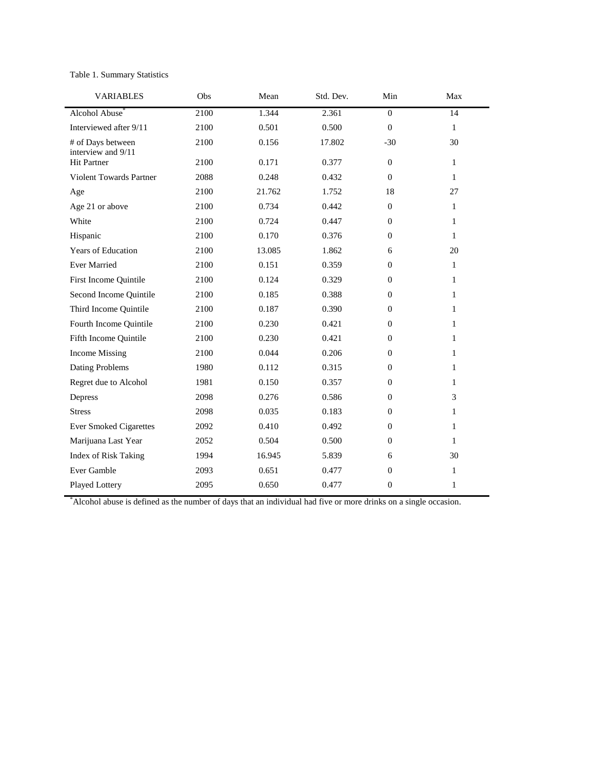Table 1. Summary Statistics

| VARIABLES | Obs | Mean | Std. Dev. | Min | Max |
|---|---|---|---|---|---|
| Alcohol Abuse* | 2100 | 1.344 | 2.361 | 0 | 14 |
| Interviewed after 9/11 | 2100 | 0.501 | 0.500 | 0 | 1 |
| # of Days between interview and 9/11 | 2100 | 0.156 | 17.802 | -30 | 30 |
| Hit Partner | 2100 | 0.171 | 0.377 | 0 | 1 |
| Violent Towards Partner | 2088 | 0.248 | 0.432 | 0 | 1 |
| Age | 2100 | 21.762 | 1.752 | 18 | 27 |
| Age 21 or above | 2100 | 0.734 | 0.442 | 0 | 1 |
| White | 2100 | 0.724 | 0.447 | 0 | 1 |
| Hispanic | 2100 | 0.170 | 0.376 | 0 | 1 |
| Years of Education | 2100 | 13.085 | 1.862 | 6 | 20 |
| Ever Married | 2100 | 0.151 | 0.359 | 0 | 1 |
| First Income Quintile | 2100 | 0.124 | 0.329 | 0 | 1 |
| Second Income Quintile | 2100 | 0.185 | 0.388 | 0 | 1 |
| Third Income Quintile | 2100 | 0.187 | 0.390 | 0 | 1 |
| Fourth Income Quintile | 2100 | 0.230 | 0.421 | 0 | 1 |
| Fifth Income Quintile | 2100 | 0.230 | 0.421 | 0 | 1 |
| Income Missing | 2100 | 0.044 | 0.206 | 0 | 1 |
| Dating Problems | 1980 | 0.112 | 0.315 | 0 | 1 |
| Regret due to Alcohol | 1981 | 0.150 | 0.357 | 0 | 1 |
| Depress | 2098 | 0.276 | 0.586 | 0 | 3 |
| Stress | 2098 | 0.035 | 0.183 | 0 | 1 |
| Ever Smoked Cigarettes | 2092 | 0.410 | 0.492 | 0 | 1 |
| Marijuana Last Year | 2052 | 0.504 | 0.500 | 0 | 1 |
| Index of Risk Taking | 1994 | 16.945 | 5.839 | 6 | 30 |
| Ever Gamble | 2093 | 0.651 | 0.477 | 0 | 1 |
| Played Lottery | 2095 | 0.650 | 0.477 | 0 | 1 |

*Alcohol abuse is defined as the number of days that an individual had five or more drinks on a single occasion.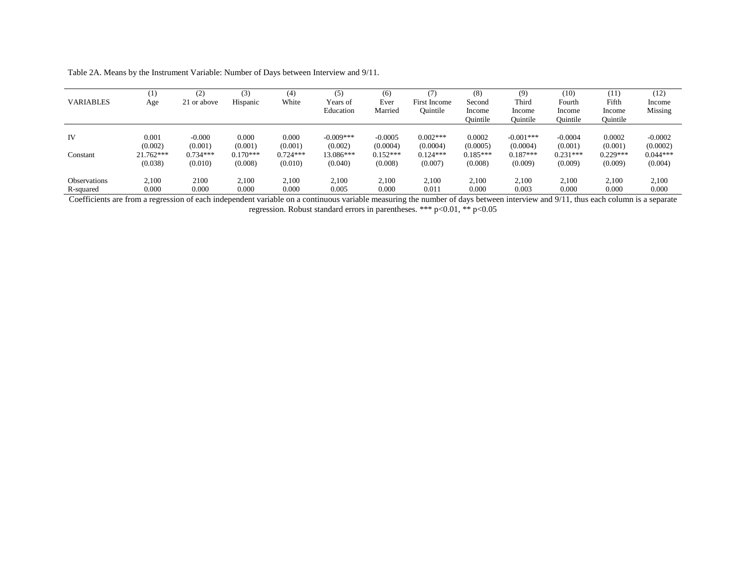Table 2A. Means by the Instrument Variable: Number of Days between Interview and 9/11.

| VARIABLES | (1)<br>Age | (2)<br>21 or above | (3)<br>Hispanic | (4)<br>White | (5)<br>Years of Education | (6)<br>Ever Married | (7)<br>First Income Quintile | (8)<br>Second Income Quintile | (9)<br>Third Income Quintile | (10)<br>Fourth Income Quintile | (11)<br>Fifth Income Quintile | (12)<br>Income Missing |
|---|---|---|---|---|---|---|---|---|---|---|---|---|
| IV | 0.001 | -0.000 | 0.000 | 0.000 | -0.009*** | -0.0005 | 0.002*** | 0.0002 | -0.001*** | -0.0004 | 0.0002 | -0.0002 |
| | (0.002) | (0.001) | (0.001) | (0.001) | (0.002) | (0.0004) | (0.0004) | (0.0005) | (0.0004) | (0.001) | (0.001) | (0.0002) |
| Constant | 21.762*** | 0.734*** | 0.170*** | 0.724*** | 13.086*** | 0.152*** | 0.124*** | 0.185*** | 0.187*** | 0.231*** | 0.229*** | 0.044*** |
| | (0.038) | (0.010) | (0.008) | (0.010) | (0.040) | (0.008) | (0.007) | (0.008) | (0.009) | (0.009) | (0.009) | (0.004) |
| Observations | 2,100 | 2100 | 2,100 | 2,100 | 2,100 | 2,100 | 2,100 | 2,100 | 2,100 | 2,100 | 2,100 | 2,100 |
| R-squared | 0.000 | 0.000 | 0.000 | 0.000 | 0.005 | 0.000 | 0.011 | 0.000 | 0.003 | 0.000 | 0.000 | 0.000 |

Coefficients are from a regression of each independent variable on a continuous variable measuring the number of days between interview and 9/11, thus each column is a separate regression. Robust standard errors in parentheses. *** $p<0.01$, ** $p<0.05$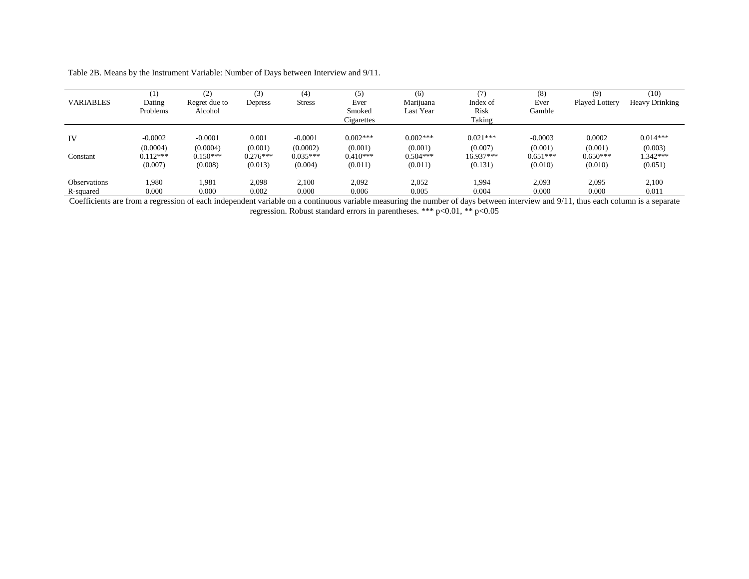Table 2B. Means by the Instrument Variable: Number of Days between Interview and 9/11.

| VARIABLES | (1)<br>Dating Problems | (2)<br>Regret due to Alcohol | (3)<br>Depress | (4)<br>Stress | (5)<br>Ever Smoked Cigarettes | (6)<br>Marijuana Last Year | (7)<br>Index of Risk Taking | (8)<br>Ever Gamble | (9)<br>Played Lottery | (10)<br>Heavy Drinking |
|---|---|---|---|---|---|---|---|---|---|---|
| IV | -0.0002 | -0.0001 | 0.001 | -0.0001 | 0.002*** | 0.002*** | 0.021*** | -0.0003 | 0.0002 | 0.014*** |
| | (0.0004) | (0.0004) | (0.001) | (0.0002) | (0.001) | (0.001) | (0.007) | (0.001) | (0.001) | (0.003) |
| Constant | 0.112*** | 0.150*** | 0.276*** | 0.035*** | 0.410*** | 0.504*** | 16.937*** | 0.651*** | 0.650*** | 1.342*** |
| | (0.007) | (0.008) | (0.013) | (0.004) | (0.011) | (0.011) | (0.131) | (0.010) | (0.010) | (0.051) |
| Observations | 1,980 | 1,981 | 2,098 | 2,100 | 2,092 | 2,052 | 1,994 | 2,093 | 2,095 | 2,100 |
| R-squared | 0.000 | 0.000 | 0.002 | 0.000 | 0.006 | 0.005 | 0.004 | 0.000 | 0.000 | 0.011 |

Coefficients are from a regression of each independent variable on a continuous variable measuring the number of days between interview and 9/11, thus each column is a separate regression. Robust standard errors in parentheses. *** $p<0.01$, ** $p<0.05$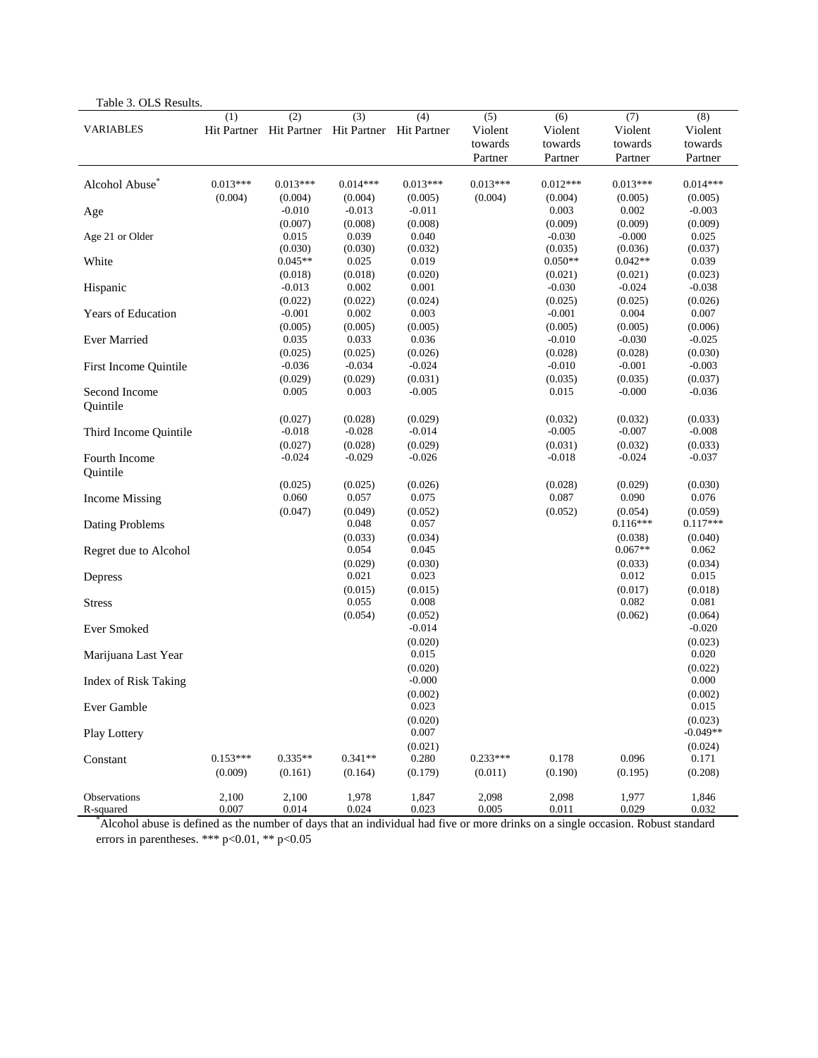Table 3. OLS Results.

| VARIABLES | (1) Hit Partner | (2) Hit Partner | (3) Hit Partner | (4) Hit Partner | (5) Violent towards Partner | (6) Violent towards Partner | (7) Violent towards Partner | (8) Violent towards Partner |
|---|---|---|---|---|---|---|---|---|
| Alcohol Abuse* | 0.013*** | 0.013*** | 0.014*** | 0.013*** | 0.013*** | 0.012*** | 0.013*** | 0.014*** |
| | (0.004) | (0.004) | (0.004) | (0.005) | (0.004) | (0.004) | (0.005) | (0.005) |
| Age | | -0.010 | -0.013 | -0.011 | | 0.003 | 0.002 | -0.003 |
| | | (0.007) | (0.008) | (0.008) | | (0.009) | (0.009) | (0.009) |
| Age 21 or Older | | 0.015 | 0.039 | 0.040 | | -0.030 | -0.000 | 0.025 |
| | | (0.030) | (0.030) | (0.032) | | (0.035) | (0.036) | (0.037) |
| White | | 0.045** | 0.025 | 0.019 | | 0.050** | 0.042** | 0.039 |
| | | (0.018) | (0.018) | (0.020) | | (0.021) | (0.021) | (0.023) |
| Hispanic | | -0.013 | 0.002 | 0.001 | | -0.030 | -0.024 | -0.038 |
| | | (0.022) | (0.022) | (0.024) | | (0.025) | (0.025) | (0.026) |
| Years of Education | | -0.001 | 0.002 | 0.003 | | -0.001 | 0.004 | 0.007 |
| | | (0.005) | (0.005) | (0.005) | | (0.005) | (0.005) | (0.006) |
| Ever Married | | 0.035 | 0.033 | 0.036 | | -0.010 | -0.030 | -0.025 |
| | | (0.025) | (0.025) | (0.026) | | (0.028) | (0.028) | (0.030) |
| First Income Quintile | | -0.036 | -0.034 | -0.024 | | -0.010 | -0.001 | -0.003 |
| | | (0.029) | (0.029) | (0.031) | | (0.035) | (0.035) | (0.037) |
| Second Income Quintile | | 0.005 | 0.003 | -0.005 | | 0.015 | -0.000 | -0.036 |
| | | (0.027) | (0.028) | (0.029) | | (0.032) | (0.032) | (0.033) |
| Third Income Quintile | | -0.018 | -0.028 | -0.014 | | -0.005 | -0.007 | -0.008 |
| | | (0.027) | (0.028) | (0.029) | | (0.031) | (0.032) | (0.033) |
| Fourth Income Quintile | | -0.024 | -0.029 | -0.026 | | -0.018 | -0.024 | -0.037 |
| | | (0.025) | (0.025) | (0.026) | | (0.028) | (0.029) | (0.030) |
| Income Missing | | 0.060 | 0.057 | 0.075 | | 0.087 | 0.090 | 0.076 |
| | | (0.047) | (0.049) | (0.052) | | (0.052) | (0.054) | (0.059) |
| Dating Problems | | | 0.048 | 0.057 | | | 0.116*** | 0.117*** |
| | | | (0.033) | (0.034) | | | (0.038) | (0.040) |
| Regret due to Alcohol | | | 0.054 | 0.045 | | | 0.067** | 0.062 |
| | | | (0.029) | (0.030) | | | (0.033) | (0.034) |
| Depress | | | 0.021 | 0.023 | | | 0.012 | 0.015 |
| | | | (0.015) | (0.015) | | | (0.017) | (0.018) |
| Stress | | | 0.055 | 0.008 | | | 0.082 | 0.081 |
| | | | (0.054) | (0.052) | | | (0.062) | (0.064) |
| Ever Smoked | | | | -0.014 | | | | -0.020 |
| | | | | (0.020) | | | | (0.023) |
| Marijuana Last Year | | | | 0.015 | | | | 0.020 |
| | | | | (0.020) | | | | (0.022) |
| Index of Risk Taking | | | | -0.000 | | | | 0.000 |
| | | | | (0.002) | | | | (0.002) |
| Ever Gamble | | | | 0.023 | | | | 0.015 |
| | | | | (0.020) | | | | (0.023) |
| Play Lottery | | | | 0.007 | | | | -0.049** |
| | | | | (0.021) | | | | (0.024) |
| Constant | 0.153*** | 0.335** | 0.341** | 0.280 | 0.233*** | 0.178 | 0.096 | 0.171 |
| | (0.009) | (0.161) | (0.164) | (0.179) | (0.011) | (0.190) | (0.195) | (0.208) |
| Observations | 2,100 | 2,100 | 1,978 | 1,847 | 2,098 | 2,098 | 1,977 | 1,846 |
| R-squared | 0.007 | 0.014 | 0.024 | 0.023 | 0.005 | 0.011 | 0.029 | 0.032 |

*Alcohol abuse is defined as the number of days that an individual had five or more drinks on a single occasion. Robust standard errors in parentheses. *** $p<0.01$, ** $p<0.05$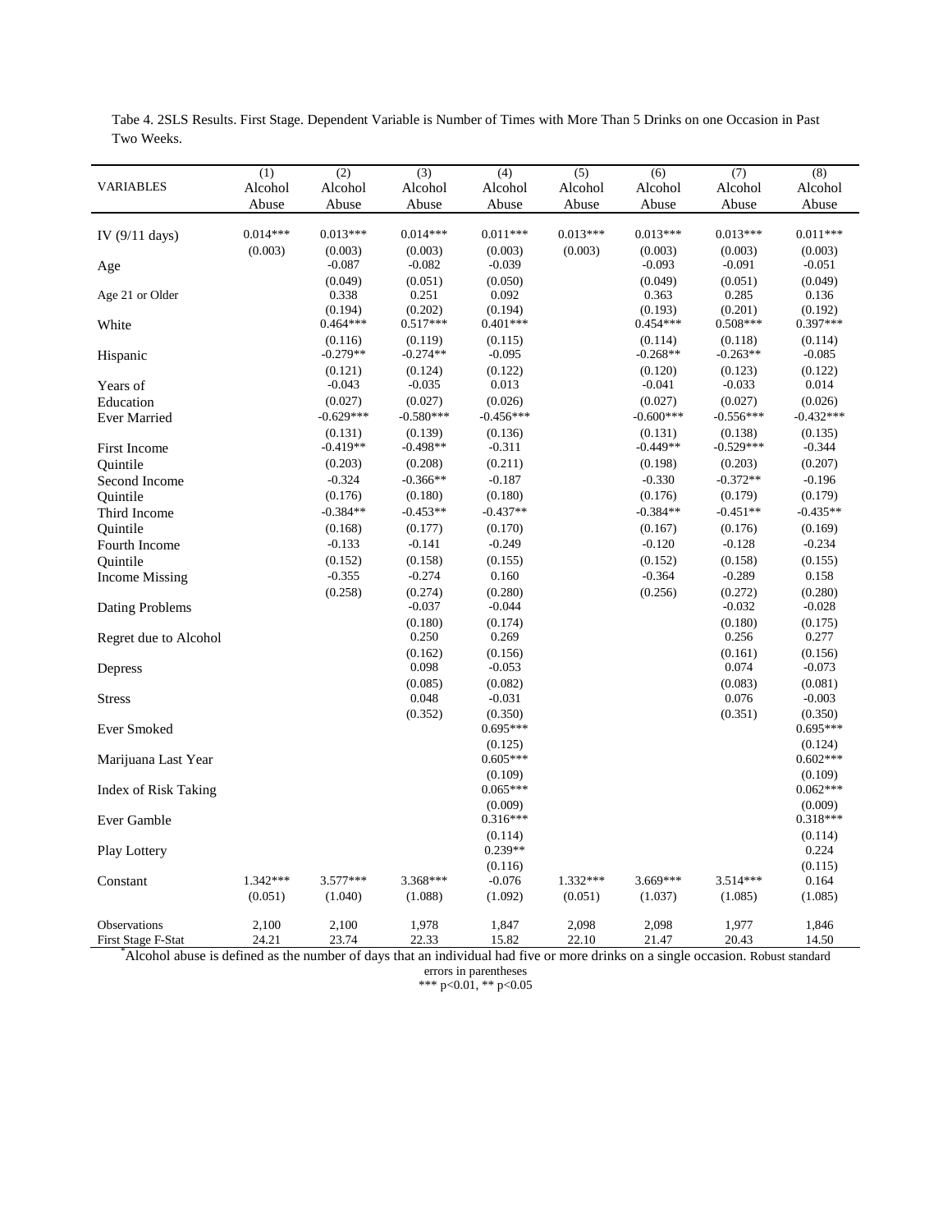Tabe 4. 2SLS Results. First Stage. Dependent Variable is Number of Times with More Than 5 Drinks on one Occasion in Past Two Weeks.

| VARIABLES | (1) Alcohol Abuse | (2) Alcohol Abuse | (3) Alcohol Abuse | (4) Alcohol Abuse | (5) Alcohol Abuse | (6) Alcohol Abuse | (7) Alcohol Abuse | (8) Alcohol Abuse |
|---|---|---|---|---|---|---|---|---|
| IV (9/11 days) | 0.014*** | 0.013*** | 0.014*** | 0.011*** | 0.013*** | 0.013*** | 0.013*** | 0.011*** |
| | (0.003) | (0.003) | (0.003) | (0.003) | (0.003) | (0.003) | (0.003) | (0.003) |
| Age | | -0.087 | -0.082 | -0.039 | | -0.093 | -0.091 | -0.051 |
| | | (0.049) | (0.051) | (0.050) | | (0.049) | (0.051) | (0.049) |
| Age 21 or Older | | 0.338 | 0.251 | 0.092 | | 0.363 | 0.285 | 0.136 |
| | | (0.194) | (0.202) | (0.194) | | (0.193) | (0.201) | (0.192) |
| White | | 0.464*** | 0.517*** | 0.401*** | | 0.454*** | 0.508*** | 0.397*** |
| | | (0.116) | (0.119) | (0.115) | | (0.114) | (0.118) | (0.114) |
| Hispanic | | -0.279** | -0.274** | -0.095 | | -0.268** | -0.263** | -0.085 |
| | | (0.121) | (0.124) | (0.122) | | (0.120) | (0.123) | (0.122) |
| Years of Education | | -0.043 | -0.035 | 0.013 | | -0.041 | -0.033 | 0.014 |
| | | (0.027) | (0.027) | (0.026) | | (0.027) | (0.027) | (0.026) |
| Ever Married | | -0.629*** | -0.580*** | -0.456*** | | -0.600*** | -0.556*** | -0.432*** |
| | | (0.131) | (0.139) | (0.136) | | (0.131) | (0.138) | (0.135) |
| First Income Quintile | | -0.419** | -0.498** | -0.311 | | -0.449** | -0.529*** | -0.344 |
| | | (0.203) | (0.208) | (0.211) | | (0.198) | (0.203) | (0.207) |
| Second Income Quintile | | -0.324 | -0.366** | -0.187 | | -0.330 | -0.372** | -0.196 |
| | | (0.176) | (0.180) | (0.180) | | (0.176) | (0.179) | (0.179) |
| Third Income Quintile | | -0.384** | -0.453** | -0.437** | | -0.384** | -0.451** | -0.435** |
| | | (0.168) | (0.177) | (0.170) | | (0.167) | (0.176) | (0.169) |
| Fourth Income Quintile | | -0.133 | -0.141 | -0.249 | | -0.120 | -0.128 | -0.234 |
| | | (0.152) | (0.158) | (0.155) | | (0.152) | (0.158) | (0.155) |
| Income Missing | | -0.355 | -0.274 | 0.160 | | -0.364 | -0.289 | 0.158 |
| | | (0.258) | (0.274) | (0.280) | | (0.256) | (0.272) | (0.280) |
| Dating Problems | | | -0.037 | -0.044 | | | -0.032 | -0.028 |
| | | | (0.180) | (0.174) | | | (0.180) | (0.175) |
| Regret due to Alcohol | | | 0.250 | 0.269 | | | 0.256 | 0.277 |
| | | | (0.162) | (0.156) | | | (0.161) | (0.156) |
| Depress | | | 0.098 | -0.053 | | | 0.074 | -0.073 |
| | | | (0.085) | (0.082) | | | (0.083) | (0.081) |
| Stress | | | 0.048 | -0.031 | | | 0.076 | -0.003 |
| | | | (0.352) | (0.350) | | | (0.351) | (0.350) |
| Ever Smoked | | | | 0.695*** | | | | 0.695*** |
| | | | | (0.125) | | | | (0.124) |
| Marijuana Last Year | | | | 0.605*** | | | | 0.602*** |
| | | | | (0.109) | | | | (0.109) |
| Index of Risk Taking | | | | 0.065*** | | | | 0.062*** |
| | | | | (0.009) | | | | (0.009) |
| Ever Gamble | | | | 0.316*** | | | | 0.318*** |
| | | | | (0.114) | | | | (0.114) |
| Play Lottery | | | | 0.239** | | | | 0.224 |
| | | | | (0.116) | | | | (0.115) |
| Constant | 1.342*** | 3.577*** | 3.368*** | -0.076 | 1.332*** | 3.669*** | 3.514*** | 0.164 |
| | (0.051) | (1.040) | (1.088) | (1.092) | (0.051) | (1.037) | (1.085) | (1.085) |
| Observations | 2,100 | 2,100 | 1,978 | 1,847 | 2,098 | 2,098 | 1,977 | 1,846 |
| First Stage F-Stat | 24.21 | 23.74 | 22.33 | 15.82 | 22.10 | 21.47 | 20.43 | 14.50 |

*Alcohol abuse is defined as the number of days that an individual had five or more drinks on a single occasion. Robust standard errors in parentheses

*** p<0.01, ** p<0.05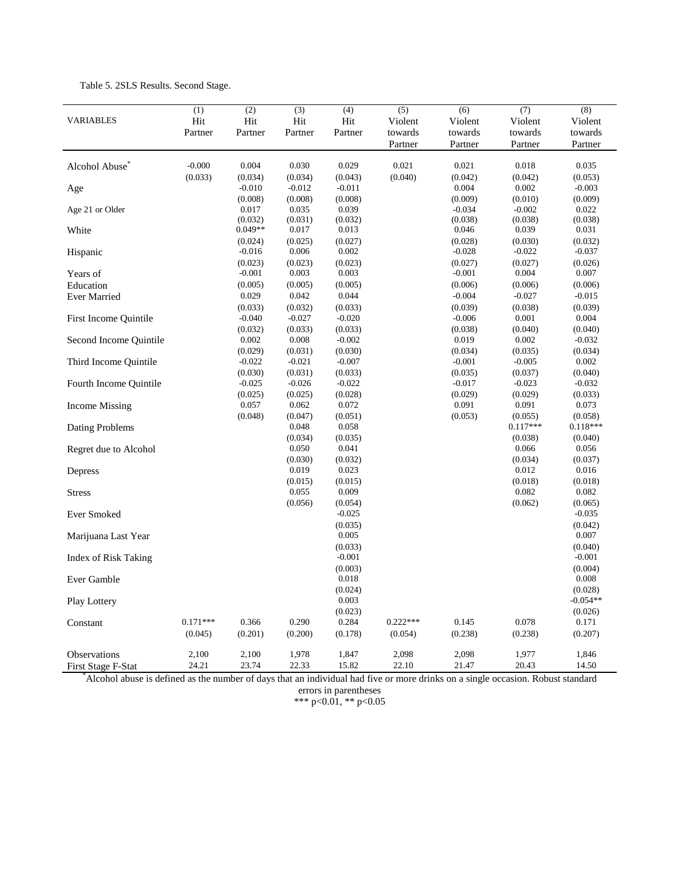Table 5. 2SLS Results. Second Stage.

| VARIABLES | (1) Hit Partner | (2) Hit Partner | (3) Hit Partner | (4) Hit Partner | (5) Violent towards Partner | (6) Violent towards Partner | (7) Violent towards Partner | (8) Violent towards Partner |
|---|---|---|---|---|---|---|---|---|
| Alcohol Abuse* | -0.000 | 0.004 | 0.030 | 0.029 | 0.021 | 0.021 | 0.018 | 0.035 |
| | (0.033) | (0.034) | (0.034) | (0.043) | (0.040) | (0.042) | (0.042) | (0.053) |
| Age | | -0.010 | -0.012 | -0.011 | | 0.004 | 0.002 | -0.003 |
| | | (0.008) | (0.008) | (0.008) | | (0.009) | (0.010) | (0.009) |
| Age 21 or Older | | 0.017 | 0.035 | 0.039 | | -0.034 | -0.002 | 0.022 |
| | | (0.032) | (0.031) | (0.032) | | (0.038) | (0.038) | (0.038) |
| White | | 0.049** | 0.017 | 0.013 | | 0.046 | 0.039 | 0.031 |
| | | (0.024) | (0.025) | (0.027) | | (0.028) | (0.030) | (0.032) |
| Hispanic | | -0.016 | 0.006 | 0.002 | | -0.028 | -0.022 | -0.037 |
| | | (0.023) | (0.023) | (0.023) | | (0.027) | (0.027) | (0.026) |
| Years of Education | | -0.001 | 0.003 | 0.003 | | -0.001 | 0.004 | 0.007 |
| | | (0.005) | (0.005) | (0.005) | | (0.006) | (0.006) | (0.006) |
| Ever Married | | 0.029 | 0.042 | 0.044 | | -0.004 | -0.027 | -0.015 |
| | | (0.033) | (0.032) | (0.033) | | (0.039) | (0.038) | (0.039) |
| First Income Quintile | | -0.040 | -0.027 | -0.020 | | -0.006 | 0.001 | 0.004 |
| | | (0.032) | (0.033) | (0.033) | | (0.038) | (0.040) | (0.040) |
| Second Income Quintile | | 0.002 | 0.008 | -0.002 | | 0.019 | 0.002 | -0.032 |
| | | (0.029) | (0.031) | (0.030) | | (0.034) | (0.035) | (0.034) |
| Third Income Quintile | | -0.022 | -0.021 | -0.007 | | -0.001 | -0.005 | 0.002 |
| | | (0.030) | (0.031) | (0.033) | | (0.035) | (0.037) | (0.040) |
| Fourth Income Quintile | | -0.025 | -0.026 | -0.022 | | -0.017 | -0.023 | -0.032 |
| | | (0.025) | (0.025) | (0.028) | | (0.029) | (0.029) | (0.033) |
| Income Missing | | 0.057 | 0.062 | 0.072 | | 0.091 | 0.091 | 0.073 |
| | | (0.048) | (0.047) | (0.051) | | (0.053) | (0.055) | (0.058) |
| Dating Problems | | | 0.048 | 0.058 | | | 0.117*** | 0.118*** |
| | | | (0.034) | (0.035) | | | (0.038) | (0.040) |
| Regret due to Alcohol | | | 0.050 | 0.041 | | | 0.066 | 0.056 |
| | | | (0.030) | (0.032) | | | (0.034) | (0.037) |
| Depress | | | 0.019 | 0.023 | | | 0.012 | 0.016 |
| | | | (0.015) | (0.015) | | | (0.018) | (0.018) |
| Stress | | | 0.055 | 0.009 | | | 0.082 | 0.082 |
| | | | (0.056) | (0.054) | | | (0.062) | (0.065) |
| Ever Smoked | | | | -0.025 | | | | -0.035 |
| | | | | (0.035) | | | | (0.042) |
| Marijuana Last Year | | | | 0.005 | | | | 0.007 |
| | | | | (0.033) | | | | (0.040) |
| Index of Risk Taking | | | | -0.001 | | | | -0.001 |
| | | | | (0.003) | | | | (0.004) |
| Ever Gamble | | | | 0.018 | | | | 0.008 |
| | | | | (0.024) | | | | (0.028) |
| Play Lottery | | | | 0.003 | | | | -0.054** |
| | | | | (0.023) | | | | (0.026) |
| Constant | 0.171*** | 0.366 | 0.290 | 0.284 | 0.222*** | 0.145 | 0.078 | 0.171 |
| | (0.045) | (0.201) | (0.200) | (0.178) | (0.054) | (0.238) | (0.238) | (0.207) |
| Observations | 2,100 | 2,100 | 1,978 | 1,847 | 2,098 | 2,098 | 1,977 | 1,846 |
| First Stage F-Stat | 24.21 | 23.74 | 22.33 | 15.82 | 22.10 | 21.47 | 20.43 | 14.50 |

*Alcohol abuse is defined as the number of days that an individual had five or more drinks on a single occasion. Robust standard errors in parentheses

*** p<0.01, ** p<0.05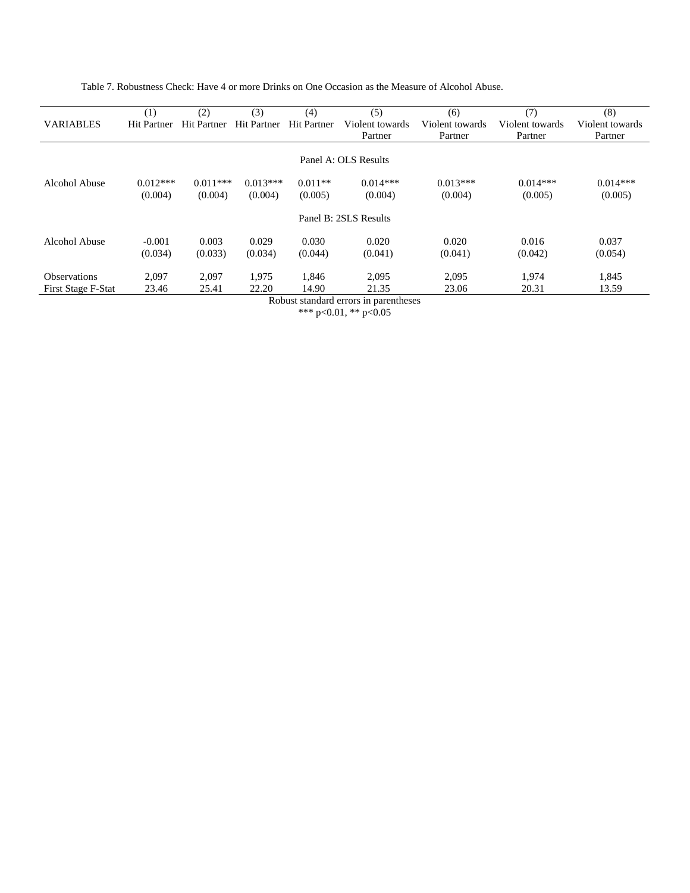Table 7. Robustness Check: Have 4 or more Drinks on One Occasion as the Measure of Alcohol Abuse.

| VARIABLES | (1) Hit Partner | (2) Hit Partner | (3) Hit Partner | (4) Hit Partner | (5) Violent towards Partner | (6) Violent towards Partner | (7) Violent towards Partner | (8) Violent towards Partner |
|---|---|---|---|---|---|---|---|---|
| | | | | | Panel A: OLS Results | | | |
| Alcohol Abuse | 0.012*** | 0.011*** | 0.013*** | 0.011** | 0.014*** | 0.013*** | 0.014*** | 0.014*** |
| | (0.004) | (0.004) | (0.004) | (0.005) | (0.004) | (0.004) | (0.005) | (0.005) |
| | | | | | Panel B: 2SLS Results | | | |
| Alcohol Abuse | -0.001 | 0.003 | 0.029 | 0.030 | 0.020 | 0.020 | 0.016 | 0.037 |
| | (0.034) | (0.033) | (0.034) | (0.044) | (0.041) | (0.041) | (0.042) | (0.054) |
| Observations | 2,097 | 2,097 | 1,975 | 1,846 | 2,095 | 2,095 | 1,974 | 1,845 |
| First Stage F-Stat | 23.46 | 25.41 | 22.20 | 14.90 | 21.35 | 23.06 | 20.31 | 13.59 |

Robust standard errors in parentheses
*** p<0.01, ** p<0.05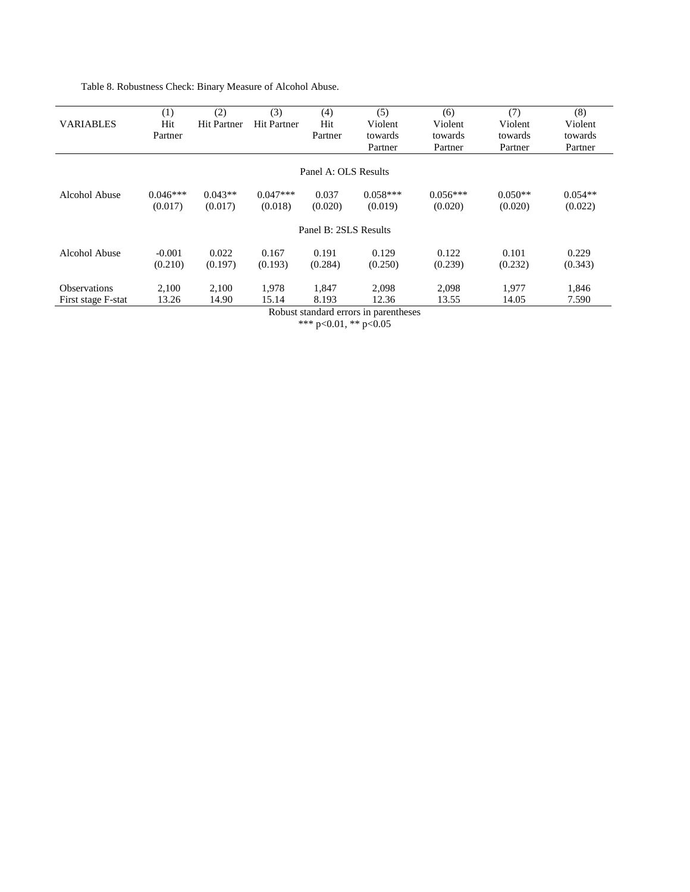Table 8. Robustness Check: Binary Measure of Alcohol Abuse.

| VARIABLES | (1) Hit Partner | (2) Hit Partner | (3) Hit Partner | (4) Hit Partner | (5) Violent towards Partner | (6) Violent towards Partner | (7) Violent towards Partner | (8) Violent towards Partner |
|---|---|---|---|---|---|---|---|---|
| | | | | Panel A: OLS Results | | | | |
| Alcohol Abuse | 0.046*** | 0.043** | 0.047*** | 0.037 | 0.058*** | 0.056*** | 0.050** | 0.054** |
| | (0.017) | (0.017) | (0.018) | (0.020) | (0.019) | (0.020) | (0.020) | (0.022) |
| | | | | Panel B: 2SLS Results | | | | |
| Alcohol Abuse | -0.001 | 0.022 | 0.167 | 0.191 | 0.129 | 0.122 | 0.101 | 0.229 |
| | (0.210) | (0.197) | (0.193) | (0.284) | (0.250) | (0.239) | (0.232) | (0.343) |
| Observations | 2,100 | 2,100 | 1,978 | 1,847 | 2,098 | 2,098 | 1,977 | 1,846 |
| First stage F-stat | 13.26 | 14.90 | 15.14 | 8.193 | 12.36 | 13.55 | 14.05 | 7.590 |

Robust standard errors in parentheses

*** p<0.01, ** p<0.05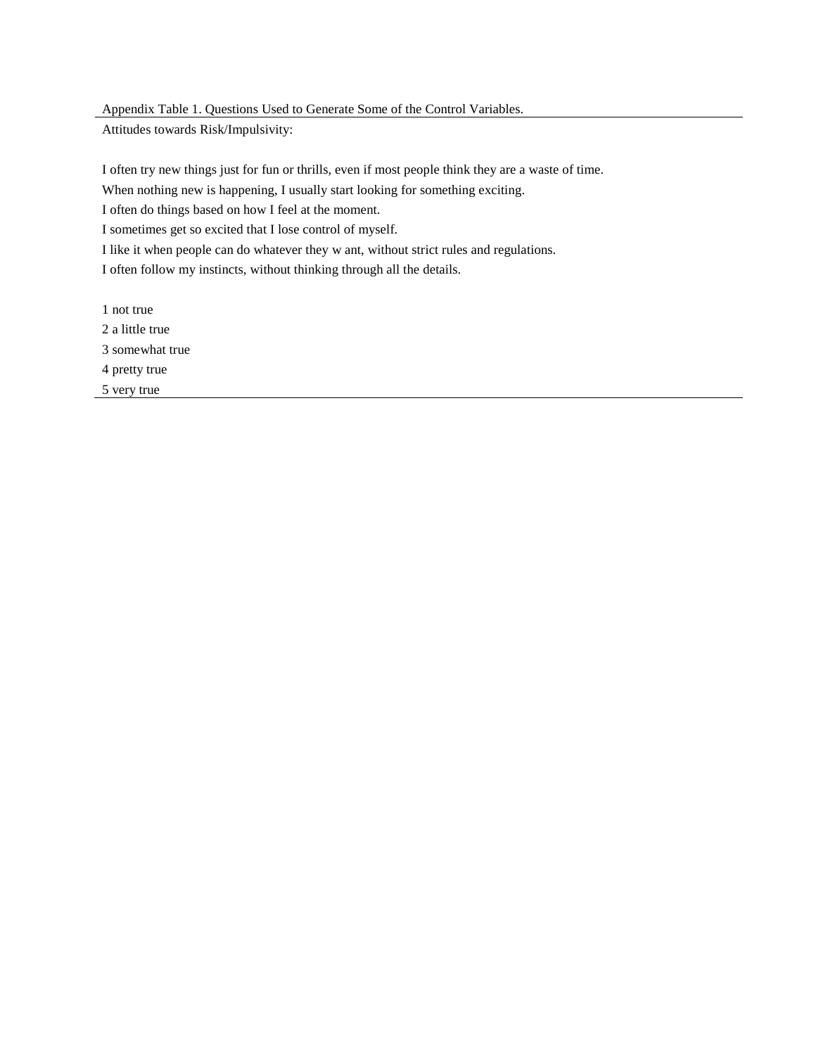Appendix Table 1. Questions Used to Generate Some of the Control Variables.

Attitudes towards Risk/Impulsivity:

I often try new things just for fun or thrills, even if most people think they are a waste of time.

When nothing new is happening, I usually start looking for something exciting.

I often do things based on how I feel at the moment.

I sometimes get so excited that I lose control of myself.

I like it when people can do whatever they w ant, without strict rules and regulations.

I often follow my instincts, without thinking through all the details.

1 not true

2 a little true

3 somewhat true

4 pretty true

5 very true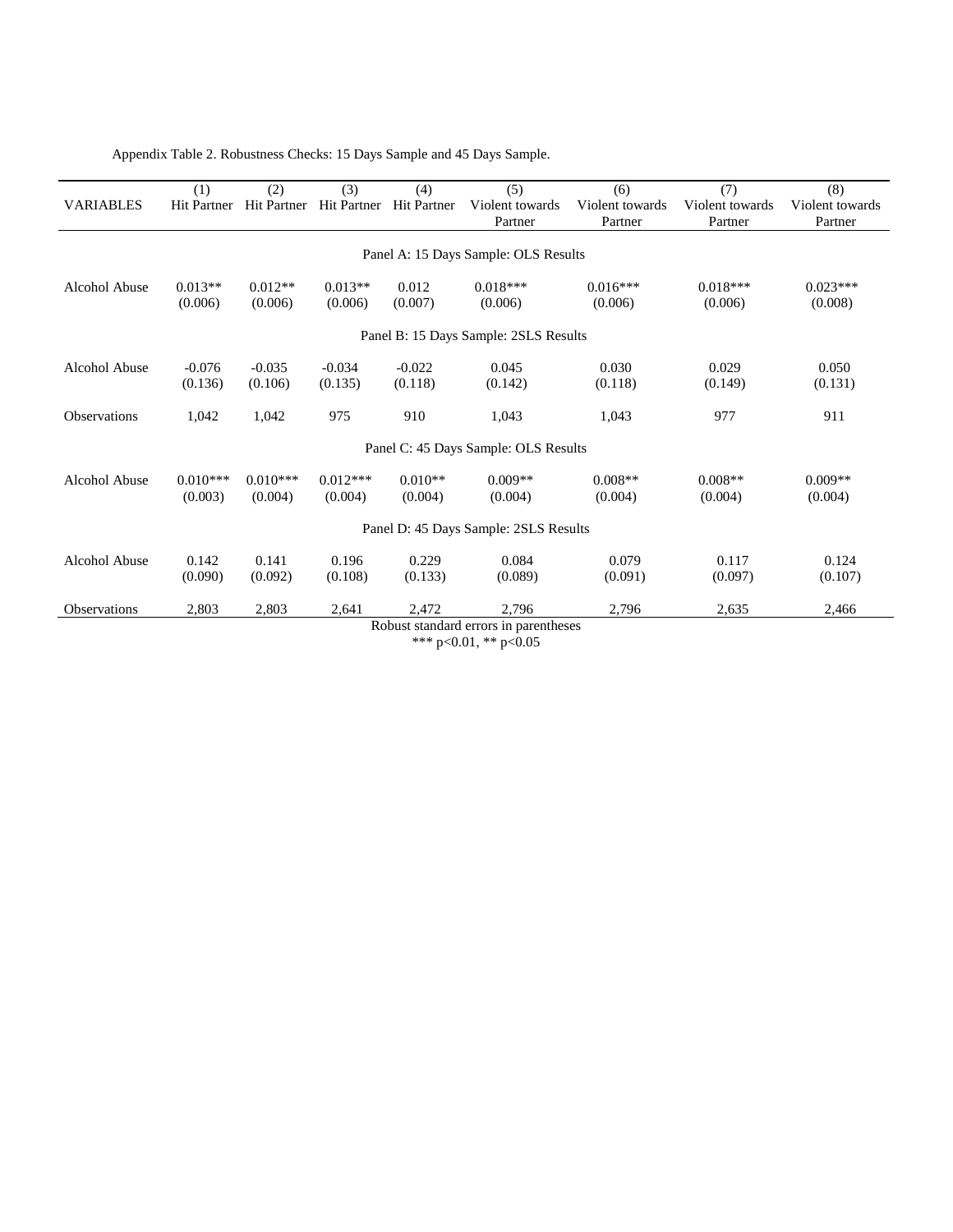Appendix Table 2. Robustness Checks: 15 Days Sample and 45 Days Sample.

| VARIABLES | (1) Hit Partner | (2) Hit Partner | (3) Hit Partner | (4) Hit Partner | (5) Violent towards Partner | (6) Violent towards Partner | (7) Violent towards Partner | (8) Violent towards Partner |
|---|---|---|---|---|---|---|---|---|
| | | | | Panel A: 15 Days Sample: OLS Results | | | | |
| Alcohol Abuse | 0.013** | 0.012** | 0.013** | 0.012 | 0.018*** | 0.016*** | 0.018*** | 0.023*** |
| | (0.006) | (0.006) | (0.006) | (0.007) | (0.006) | (0.006) | (0.006) | (0.008) |
| | | | | Panel B: 15 Days Sample: 2SLS Results | | | | |
| Alcohol Abuse | -0.076 | -0.035 | -0.034 | -0.022 | 0.045 | 0.030 | 0.029 | 0.050 |
| | (0.136) | (0.106) | (0.135) | (0.118) | (0.142) | (0.118) | (0.149) | (0.131) |
| Observations | 1,042 | 1,042 | 975 | 910 | 1,043 | 1,043 | 977 | 911 |
| | | | | Panel C: 45 Days Sample: OLS Results | | | | |
| Alcohol Abuse | 0.010*** | 0.010*** | 0.012*** | 0.010** | 0.009** | 0.008** | 0.008** | 0.009** |
| | (0.003) | (0.004) | (0.004) | (0.004) | (0.004) | (0.004) | (0.004) | (0.004) |
| | | | | Panel D: 45 Days Sample: 2SLS Results | | | | |
| Alcohol Abuse | 0.142 | 0.141 | 0.196 | 0.229 | 0.084 | 0.079 | 0.117 | 0.124 |
| | (0.090) | (0.092) | (0.108) | (0.133) | (0.089) | (0.091) | (0.097) | (0.107) |
| Observations | 2,803 | 2,803 | 2,641 | 2,472 | 2,796 | 2,796 | 2,635 | 2,466 |

Robust standard errors in parentheses

*** p<0.01, ** p<0.05